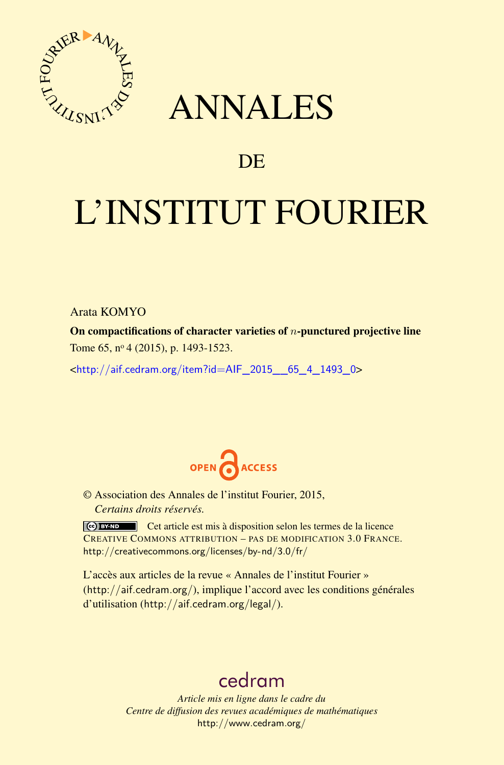# ANNALES

## DE

# L'INSTITUT FOURIER

Arata KOMYO

**On compactifications of character varieties of $n$-punctured projective line**

Tome 65, nº 4 (2015), p. 1493-1523.

<http://aif.cedram.org/item?id=AIF_2015__65_4_1493_0>

© Association des Annales de l'institut Fourier, 2015,
*Certains droits réservés.*

Cet article est mis à disposition selon les termes de la licence CREATIVE COMMONS ATTRIBUTION – PAS DE MODIFICATION 3.0 FRANCE.
http://creativecommons.org/licenses/by-nd/3.0/fr/

L'accès aux articles de la revue « Annales de l'institut Fourier » (http://aif.cedram.org/), implique l'accord avec les conditions générales d'utilisation (http://aif.cedram.org/legal/).

cedram

*Article mis en ligne dans le cadre du*
*Centre de diffusion des revues académiques de mathématiques*
http://www.cedram.org/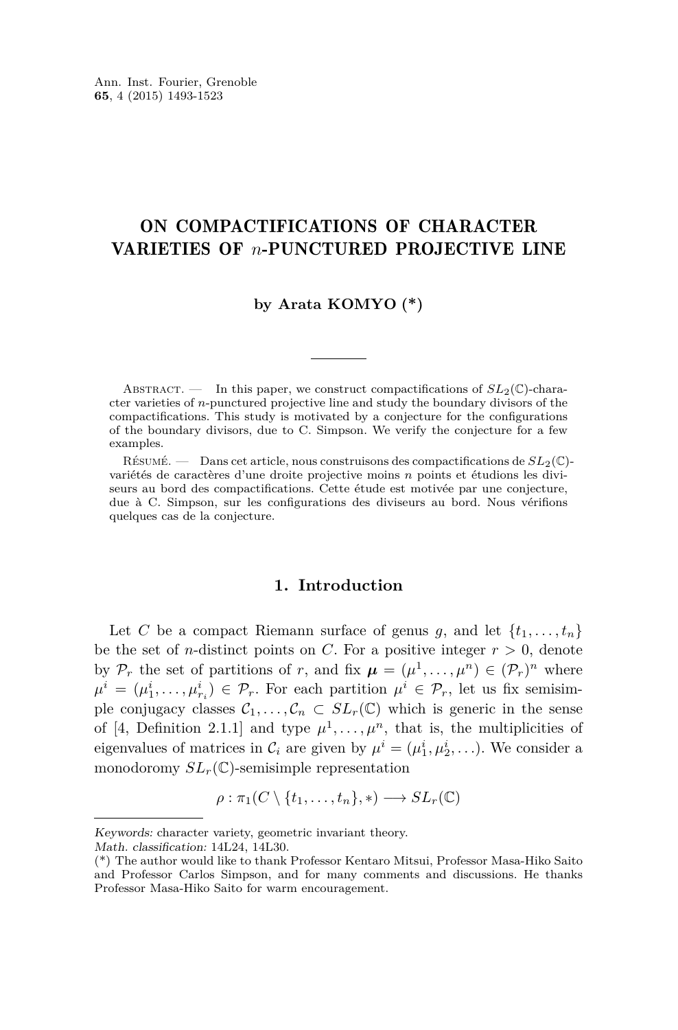# ON COMPACTIFICATIONS OF CHARACTER VARIETIES OF $n$-PUNCTURED PROJECTIVE LINE

### by Arata KOMYO (*)

Abstract. — In this paper, we construct compactifications of $SL_2(\mathbb{C})$-character varieties of $n$-punctured projective line and study the boundary divisors of the compactifications. This study is motivated by a conjecture for the configurations of the boundary divisors, due to C. Simpson. We verify the conjecture for a few examples.

Résumé. — Dans cet article, nous construisons des compactifications de $SL_2(\mathbb{C})$-variétés de caractères d'une droite projective moins $n$ points et étudions les diviseurs au bord des compactifications. Cette étude est motivée par une conjecture, due à C. Simpson, sur les configurations des diviseurs au bord. Nous vérifions quelques cas de la conjecture.

## 1. Introduction

Let $C$ be a compact Riemann surface of genus $g$, and let $\{t_1, \ldots, t_n\}$ be the set of $n$-distinct points on $C$. For a positive integer $r > 0$, denote by $\mathcal{P}_r$ the set of partitions of $r$, and fix $\boldsymbol{\mu} = (\mu^1, \ldots, \mu^n) \in (\mathcal{P}_r)^n$ where $\mu^i = (\mu^i_1, \ldots, \mu^i_{r_i}) \in \mathcal{P}_r$. For each partition $\mu^i \in \mathcal{P}_r$, let us fix semisimple conjugacy classes $\mathcal{C}_1, \ldots, \mathcal{C}_n \subset SL_r(\mathbb{C})$ which is generic in the sense of [4, Definition 2.1.1] and type $\mu^1, \ldots, \mu^n$, that is, the multiplicities of eigenvalues of matrices in $\mathcal{C}_i$ are given by $\mu^i = (\mu^i_1, \mu^i_2, \ldots)$. We consider a monodoromy $SL_r(\mathbb{C})$-semisimple representation

$$\rho : \pi_1(C \setminus \{t_1, \ldots, t_n\}, *) \longrightarrow SL_r(\mathbb{C})$$

---

*Keywords:* character variety, geometric invariant theory.
*Math. classification:* 14L24, 14L30.
(*) The author would like to thank Professor Kentaro Mitsui, Professor Masa-Hiko Saito and Professor Carlos Simpson, and for many comments and discussions. He thanks Professor Masa-Hiko Saito for warm encouragement.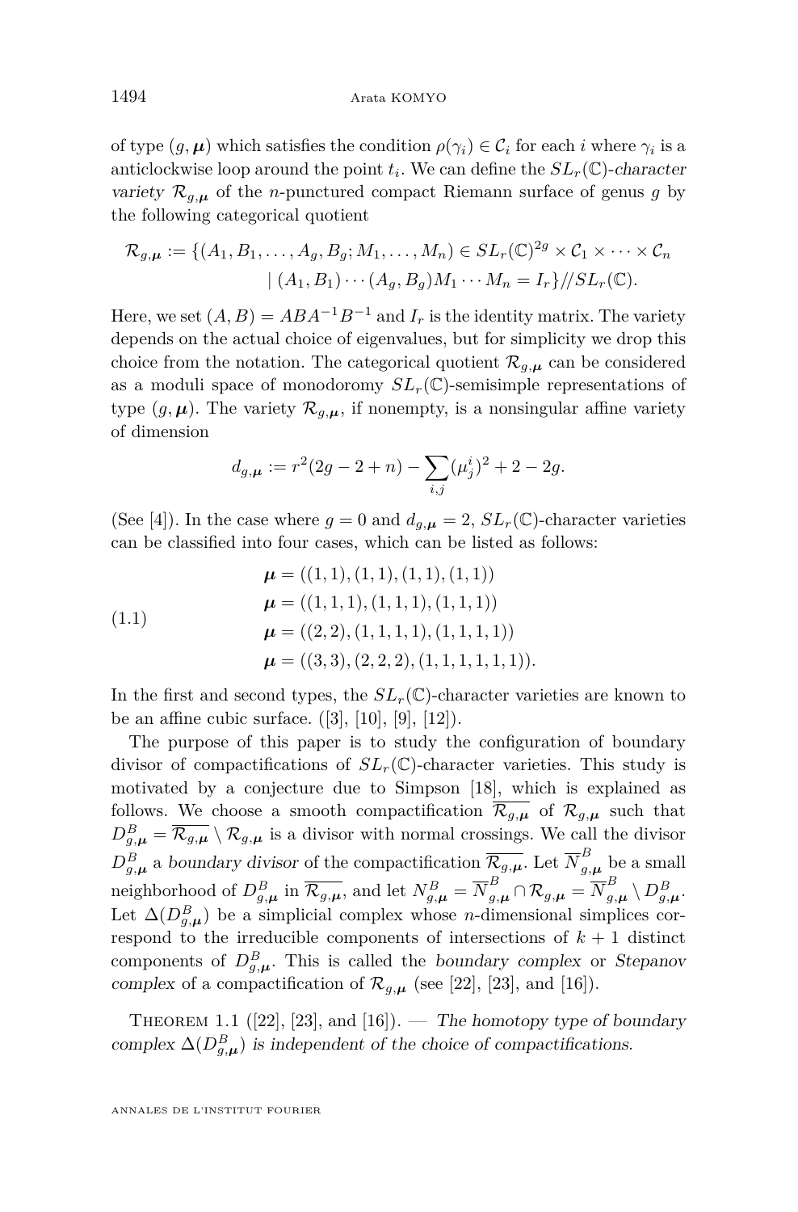of type $(g,\boldsymbol{\mu})$ which satisfies the condition $\rho(\gamma_i) \in \mathcal{C}_i$ for each $i$ where $\gamma_i$ is a anticlockwise loop around the point $t_i$. We can define the $SL_r(\mathbb{C})$-*character variety* $\mathcal{R}_{g,\boldsymbol{\mu}}$ of the $n$-punctured compact Riemann surface of genus $g$ by the following categorical quotient

$$\mathcal{R}_{g,\boldsymbol{\mu}} := \{(A_1, B_1, \dots, A_g, B_g; M_1, \dots, M_n) \in SL_r(\mathbb{C})^{2g} \times \mathcal{C}_1 \times \cdots \times \mathcal{C}_n \mid (A_1, B_1) \cdots (A_g, B_g) M_1 \cdots M_n = I_r\} /\!/ SL_r(\mathbb{C}).$$

Here, we set $(A, B) = ABA^{-1}B^{-1}$ and $I_r$ is the identity matrix. The variety depends on the actual choice of eigenvalues, but for simplicity we drop this choice from the notation. The categorical quotient $\mathcal{R}_{g,\boldsymbol{\mu}}$ can be considered as a moduli space of monodoromy $SL_r(\mathbb{C})$-semisimple representations of type $(g,\boldsymbol{\mu})$. The variety $\mathcal{R}_{g,\boldsymbol{\mu}}$, if nonempty, is a nonsingular affine variety of dimension

$$d_{g,\boldsymbol{\mu}} := r^2(2g-2+n) - \sum_{i,j} (\mu^i_j)^2 + 2 - 2g.$$

(See [4]). In the case where $g = 0$ and $d_{g,\boldsymbol{\mu}} = 2$, $SL_r(\mathbb{C})$-character varieties can be classified into four cases, which can be listed as follows:

$$\begin{aligned} \boldsymbol{\mu} &= ((1,1),(1,1),(1,1),(1,1)) \\ \boldsymbol{\mu} &= ((1,1,1),(1,1,1),(1,1,1)) \\ \boldsymbol{\mu} &= ((2,2),(1,1,1,1),(1,1,1,1)) \\ \boldsymbol{\mu} &= ((3,3),(2,2,2),(1,1,1,1,1,1)). \end{aligned} \tag{1.1}$$

In the first and second types, the $SL_r(\mathbb{C})$-character varieties are known to be an affine cubic surface. ([3], [10], [9], [12]).

The purpose of this paper is to study the configuration of boundary divisor of compactifications of $SL_r(\mathbb{C})$-character varieties. This study is motivated by a conjecture due to Simpson [18], which is explained as follows. We choose a smooth compactification $\overline{\mathcal{R}_{g,\boldsymbol{\mu}}}$ of $\mathcal{R}_{g,\boldsymbol{\mu}}$ such that $D^B_{g,\boldsymbol{\mu}} = \overline{\mathcal{R}_{g,\boldsymbol{\mu}}} \setminus \mathcal{R}_{g,\boldsymbol{\mu}}$ is a divisor with normal crossings. We call the divisor $D^B_{g,\boldsymbol{\mu}}$ a *boundary divisor* of the compactification $\overline{\mathcal{R}_{g,\boldsymbol{\mu}}}$. Let $\overline{N}^B_{g,\boldsymbol{\mu}}$ be a small neighborhood of $D^B_{g,\boldsymbol{\mu}}$ in $\overline{\mathcal{R}_{g,\boldsymbol{\mu}}}$, and let $N^B_{g,\boldsymbol{\mu}} = \overline{N}^B_{g,\boldsymbol{\mu}} \cap \mathcal{R}_{g,\boldsymbol{\mu}} = \overline{N}^B_{g,\boldsymbol{\mu}} \setminus D^B_{g,\boldsymbol{\mu}}$. Let $\Delta(D^B_{g,\boldsymbol{\mu}})$ be a simplicial complex whose $n$-dimensional simplices correspond to the irreducible components of intersections of $k+1$ distinct components of $D^B_{g,\boldsymbol{\mu}}$. This is called the *boundary complex* or *Stepanov complex* of a compactification of $\mathcal{R}_{g,\boldsymbol{\mu}}$ (see [22], [23], and [16]).

**Theorem 1.1** ([22], [23], and [16]). — *The homotopy type of boundary complex $\Delta(D^B_{g,\boldsymbol{\mu}})$ is independent of the choice of compactifications.*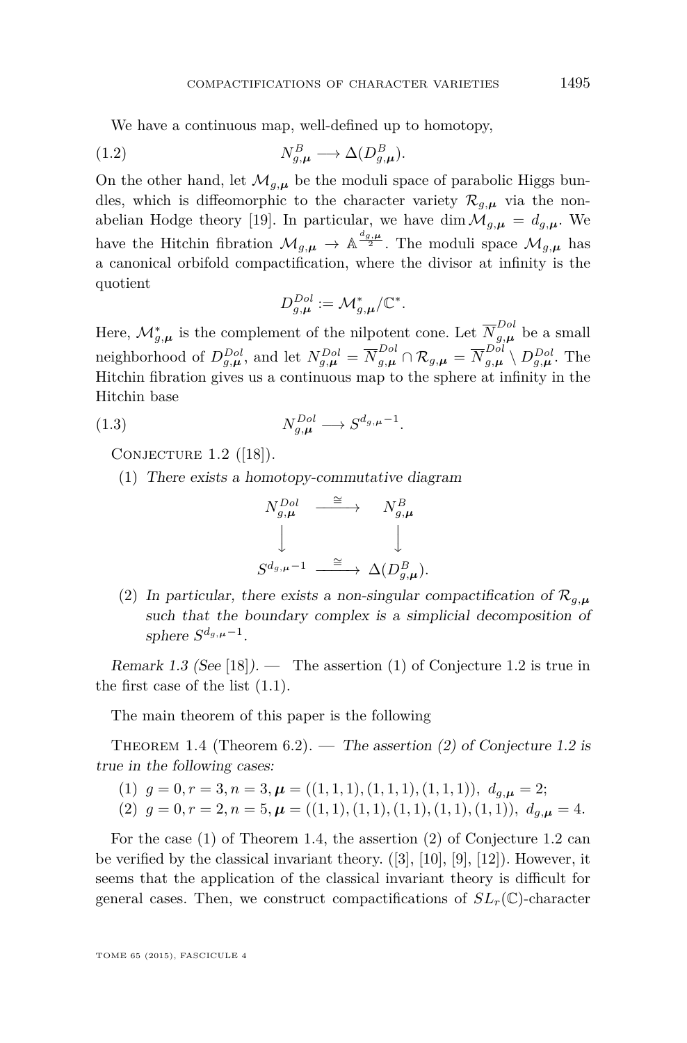We have a continuous map, well-defined up to homotopy,

$$N^B_{g,\boldsymbol{\mu}} \longrightarrow \Delta(D^B_{g,\boldsymbol{\mu}}). \tag{1.2}$$

On the other hand, let $\mathcal{M}_{g,\boldsymbol{\mu}}$ be the moduli space of parabolic Higgs bundles, which is diffeomorphic to the character variety $\mathcal{R}_{g,\boldsymbol{\mu}}$ via the non-abelian Hodge theory [19]. In particular, we have $\dim \mathcal{M}_{g,\boldsymbol{\mu}} = d_{g,\boldsymbol{\mu}}$. We have the Hitchin fibration $\mathcal{M}_{g,\boldsymbol{\mu}} \to \mathbb{A}^{\frac{d_{g,\boldsymbol{\mu}}}{2}}$. The moduli space $\mathcal{M}_{g,\boldsymbol{\mu}}$ has a canonical orbifold compactification, where the divisor at infinity is the quotient

$$D^{Dol}_{g,\boldsymbol{\mu}} := \mathcal{M}^*_{g,\boldsymbol{\mu}}/\mathbb{C}^*.$$

Here, $\mathcal{M}^*_{g,\boldsymbol{\mu}}$ is the complement of the nilpotent cone. Let $\overline{N}^{Dol}_{g,\boldsymbol{\mu}}$ be a small neighborhood of $D^{Dol}_{g,\boldsymbol{\mu}}$, and let $N^{Dol}_{g,\boldsymbol{\mu}} = \overline{N}^{Dol}_{g,\boldsymbol{\mu}} \cap \mathcal{R}_{g,\boldsymbol{\mu}} = \overline{N}^{Dol}_{g,\boldsymbol{\mu}} \setminus D^{Dol}_{g,\boldsymbol{\mu}}$. The Hitchin fibration gives us a continuous map to the sphere at infinity in the Hitchin base

$$N^{Dol}_{g,\boldsymbol{\mu}} \longrightarrow S^{d_{g,\boldsymbol{\mu}}-1}. \tag{1.3}$$

Conjecture 1.2 ([18]).

(1) *There exists a homotopy-commutative diagram*

$$\begin{array}{ccc} N^{Dol}_{g,\boldsymbol{\mu}} & \xrightarrow{\cong} & N^B_{g,\boldsymbol{\mu}} \\ \downarrow & & \downarrow \\ S^{d_{g,\boldsymbol{\mu}}-1} & \xrightarrow{\cong} & \Delta(D^B_{g,\boldsymbol{\mu}}). \end{array}$$

(2) *In particular, there exists a non-singular compactification of $\mathcal{R}_{g,\boldsymbol{\mu}}$ such that the boundary complex is a simplicial decomposition of sphere $S^{d_{g,\boldsymbol{\mu}}-1}$.*

*Remark 1.3 (See [18]).* — The assertion (1) of Conjecture 1.2 is true in the first case of the list (1.1).

The main theorem of this paper is the following

Theorem 1.4 (Theorem 6.2). — *The assertion (2) of Conjecture 1.2 is true in the following cases:*

(1) $g = 0, r = 3, n = 3, \boldsymbol{\mu} = ((1,1,1),(1,1,1),(1,1,1)),\ d_{g,\boldsymbol{\mu}} = 2$;
(2) $g = 0, r = 2, n = 5, \boldsymbol{\mu} = ((1,1),(1,1),(1,1),(1,1),(1,1)),\ d_{g,\boldsymbol{\mu}} = 4$.

For the case (1) of Theorem 1.4, the assertion (2) of Conjecture 1.2 can be verified by the classical invariant theory. ([3], [10], [9], [12]). However, it seems that the application of the classical invariant theory is difficult for general cases. Then, we construct compactifications of $SL_r(\mathbb{C})$-character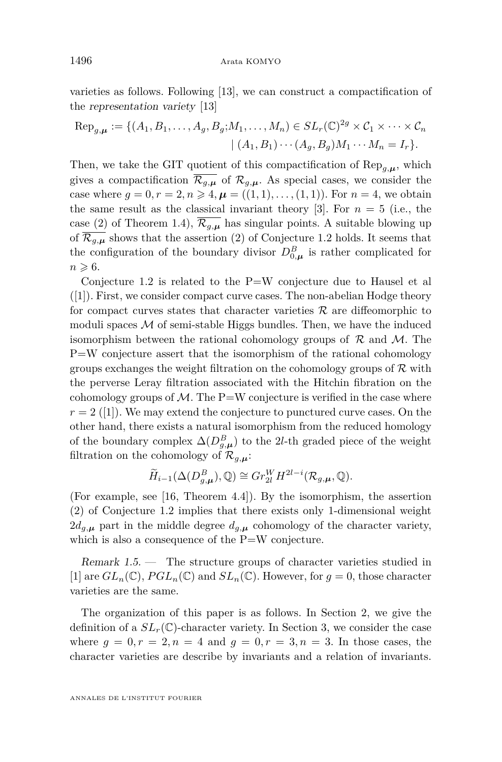varieties as follows. Following [13], we can construct a compactification of the *representation variety* [13]

$$\mathrm{Rep}_{g,\boldsymbol{\mu}} := \{(A_1, B_1, \dots, A_g, B_g; M_1, \dots, M_n) \in SL_r(\mathbb{C})^{2g} \times \mathcal{C}_1 \times \cdots \times \mathcal{C}_n \\ \mid (A_1, B_1) \cdots (A_g, B_g) M_1 \cdots M_n = I_r\}.$$

Then, we take the GIT quotient of this compactification of $\mathrm{Rep}_{g,\boldsymbol{\mu}}$, which gives a compactification $\overline{\mathcal{R}_{g,\boldsymbol{\mu}}}$ of $\mathcal{R}_{g,\boldsymbol{\mu}}$. As special cases, we consider the case where $g = 0, r = 2, n \geqslant 4, \boldsymbol{\mu} = ((1,1), \dots, (1,1))$. For $n = 4$, we obtain the same result as the classical invariant theory [3]. For $n = 5$ (i.e., the case (2) of Theorem 1.4), $\overline{\mathcal{R}_{g,\boldsymbol{\mu}}}$ has singular points. A suitable blowing up of $\overline{\mathcal{R}_{g,\boldsymbol{\mu}}}$ shows that the assertion (2) of Conjecture 1.2 holds. It seems that the configuration of the boundary divisor $D^B_{0,\boldsymbol{\mu}}$ is rather complicated for $n \geqslant 6$.

Conjecture 1.2 is related to the P=W conjecture due to Hausel et al ([1]). First, we consider compact curve cases. The non-abelian Hodge theory for compact curves states that character varieties $\mathcal{R}$ are diffeomorphic to moduli spaces $\mathcal{M}$ of semi-stable Higgs bundles. Then, we have the induced isomorphism between the rational cohomology groups of $\mathcal{R}$ and $\mathcal{M}$. The P=W conjecture assert that the isomorphism of the rational cohomology groups exchanges the weight filtration on the cohomology groups of $\mathcal{R}$ with the perverse Leray filtration associated with the Hitchin fibration on the cohomology groups of $\mathcal{M}$. The P=W conjecture is verified in the case where $r = 2$ ([1]). We may extend the conjecture to punctured curve cases. On the other hand, there exists a natural isomorphism from the reduced homology of the boundary complex $\Delta(D^B_{g,\boldsymbol{\mu}})$ to the $2l$-th graded piece of the weight filtration on the cohomology of $\mathcal{R}_{g,\boldsymbol{\mu}}$:

$$\widetilde{H}_{i-1}(\Delta(D^B_{g,\boldsymbol{\mu}}), \mathbb{Q}) \cong Gr^W_{2l} H^{2l-i}(\mathcal{R}_{g,\boldsymbol{\mu}}, \mathbb{Q}).$$

(For example, see [16, Theorem 4.4]). By the isomorphism, the assertion (2) of Conjecture 1.2 implies that there exists only 1-dimensional weight $2d_{g,\boldsymbol{\mu}}$ part in the middle degree $d_{g,\boldsymbol{\mu}}$ cohomology of the character variety, which is also a consequence of the P=W conjecture.

*Remark 1.5.* — The structure groups of character varieties studied in [1] are $GL_n(\mathbb{C})$, $PGL_n(\mathbb{C})$ and $SL_n(\mathbb{C})$. However, for $g = 0$, those character varieties are the same.

The organization of this paper is as follows. In Section 2, we give the definition of a $SL_r(\mathbb{C})$-character variety. In Section 3, we consider the case where $g = 0, r = 2, n = 4$ and $g = 0, r = 3, n = 3$. In those cases, the character varieties are describe by invariants and a relation of invariants.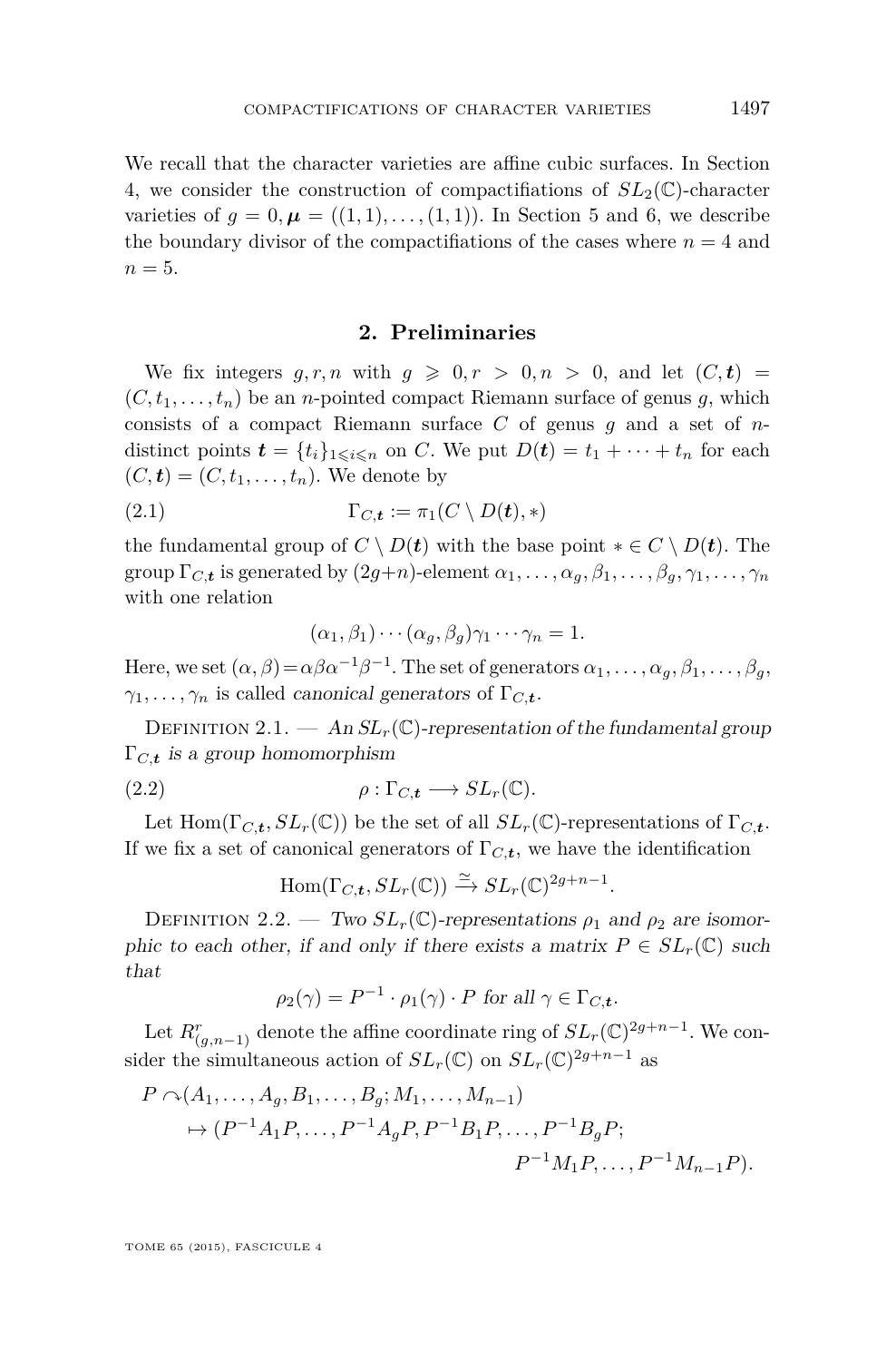We recall that the character varieties are affine cubic surfaces. In Section 4, we consider the construction of compactifiations of $SL_2(\mathbb{C})$-character varieties of $g = 0, \boldsymbol{\mu} = ((1,1), \dots, (1,1))$. In Section 5 and 6, we describe the boundary divisor of the compactifiations of the cases where $n = 4$ and $n = 5$.

## 2. Preliminaries

We fix integers $g, r, n$ with $g \geqslant 0, r > 0, n > 0$, and let $(C, \boldsymbol{t}) = (C, t_1, \dots, t_n)$ be an $n$-pointed compact Riemann surface of genus $g$, which consists of a compact Riemann surface $C$ of genus $g$ and a set of $n$-distinct points $\boldsymbol{t} = \{t_i\}_{1 \leqslant i \leqslant n}$ on $C$. We put $D(\boldsymbol{t}) = t_1 + \cdots + t_n$ for each $(C, \boldsymbol{t}) = (C, t_1, \dots, t_n)$. We denote by

$$\Gamma_{C,\boldsymbol{t}} := \pi_1(C \setminus D(\boldsymbol{t}), *) \tag{2.1}$$

the fundamental group of $C \setminus D(\boldsymbol{t})$ with the base point $* \in C \setminus D(\boldsymbol{t})$. The group $\Gamma_{C,\boldsymbol{t}}$ is generated by $(2g+n)$-element $\alpha_1, \dots, \alpha_g, \beta_1, \dots, \beta_g, \gamma_1, \dots, \gamma_n$ with one relation

$$(\alpha_1, \beta_1) \cdots (\alpha_g, \beta_g)\gamma_1 \cdots \gamma_n = 1.$$

Here, we set $(\alpha, \beta) = \alpha\beta\alpha^{-1}\beta^{-1}$. The set of generators $\alpha_1, \dots, \alpha_g, \beta_1, \dots, \beta_g, \gamma_1, \dots, \gamma_n$ is called *canonical generators* of $\Gamma_{C,\boldsymbol{t}}$.

Definition 2.1. — *An $SL_r(\mathbb{C})$-representation of the fundamental group $\Gamma_{C,\boldsymbol{t}}$ is a group homomorphism*

$$\rho : \Gamma_{C,\boldsymbol{t}} \longrightarrow SL_r(\mathbb{C}). \tag{2.2}$$

Let $\mathrm{Hom}(\Gamma_{C,\boldsymbol{t}}, SL_r(\mathbb{C}))$ be the set of all $SL_r(\mathbb{C})$-representations of $\Gamma_{C,\boldsymbol{t}}$. If we fix a set of canonical generators of $\Gamma_{C,\boldsymbol{t}}$, we have the identification

$$\mathrm{Hom}(\Gamma_{C,\boldsymbol{t}}, SL_r(\mathbb{C})) \xrightarrow{\simeq} SL_r(\mathbb{C})^{2g+n-1}.$$

Definition 2.2. — *Two $SL_r(\mathbb{C})$-representations $\rho_1$ and $\rho_2$ are isomorphic to each other, if and only if there exists a matrix $P \in SL_r(\mathbb{C})$ such that*

$$\rho_2(\gamma) = P^{-1} \cdot \rho_1(\gamma) \cdot P \text{ for all } \gamma \in \Gamma_{C,\boldsymbol{t}}.$$

Let $R^r_{(g,n-1)}$ denote the affine coordinate ring of $SL_r(\mathbb{C})^{2g+n-1}$. We consider the simultaneous action of $SL_r(\mathbb{C})$ on $SL_r(\mathbb{C})^{2g+n-1}$ as

$$\begin{aligned} P \curvearrowright &(A_1, \dots, A_g, B_1, \dots, B_g; M_1, \dots, M_{n-1}) \\ &\mapsto (P^{-1}A_1P, \dots, P^{-1}A_gP, P^{-1}B_1P, \dots, P^{-1}B_gP; \\ &\qquad\qquad P^{-1}M_1P, \dots, P^{-1}M_{n-1}P). \end{aligned}$$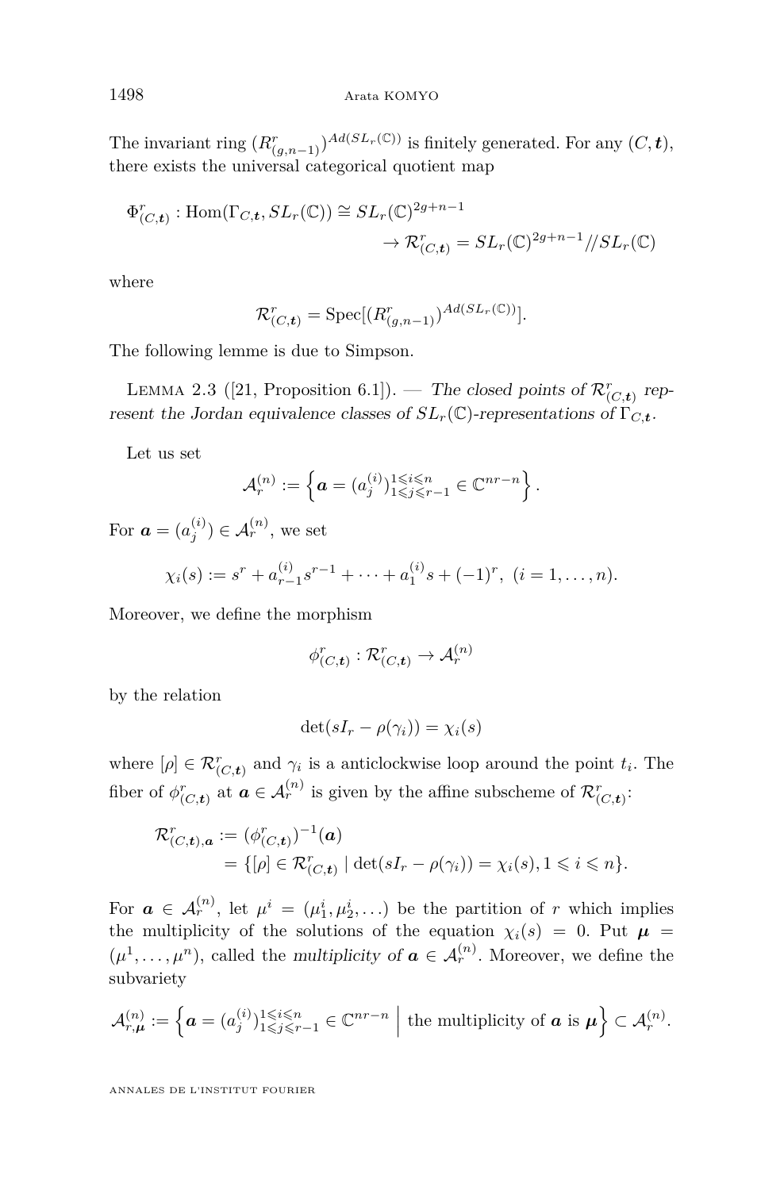The invariant ring $(R^r_{(g,n-1)})^{Ad(SL_r(\mathbb{C}))}$ is finitely generated. For any $(C, \boldsymbol{t})$, there exists the universal categorical quotient map

$$\Phi^r_{(C,\boldsymbol{t})} : \mathrm{Hom}(\Gamma_{C,\boldsymbol{t}}, SL_r(\mathbb{C})) \cong SL_r(\mathbb{C})^{2g+n-1} \\ \to \mathcal{R}^r_{(C,\boldsymbol{t})} = SL_r(\mathbb{C})^{2g+n-1} /\!/ SL_r(\mathbb{C})$$

where

$$\mathcal{R}^r_{(C,\boldsymbol{t})} = \mathrm{Spec}[(R^r_{(g,n-1)})^{Ad(SL_r(\mathbb{C}))}].$$

The following lemme is due to Simpson.

Lemma 2.3 ([21, Proposition 6.1]). — *The closed points of $\mathcal{R}^r_{(C,\boldsymbol{t})}$ represent the Jordan equivalence classes of $SL_r(\mathbb{C})$-representations of $\Gamma_{C,\boldsymbol{t}}$.*

Let us set

$$\mathcal{A}^{(n)}_r := \left\{ \boldsymbol{a} = (a^{(i)}_j)^{1\leqslant i \leqslant n}_{1 \leqslant j \leqslant r-1} \in \mathbb{C}^{nr-n} \right\}.$$

For $\boldsymbol{a} = (a^{(i)}_j) \in \mathcal{A}^{(n)}_r$, we set

$$\chi_i(s) := s^r + a^{(i)}_{r-1} s^{r-1} + \cdots + a^{(i)}_1 s + (-1)^r, \ (i = 1, \ldots, n).$$

Moreover, we define the morphism

$$\phi^r_{(C,\boldsymbol{t})} : \mathcal{R}^r_{(C,\boldsymbol{t})} \to \mathcal{A}^{(n)}_r$$

by the relation

$$\det(sI_r - \rho(\gamma_i)) = \chi_i(s)$$

where $[\rho] \in \mathcal{R}^r_{(C,\boldsymbol{t})}$ and $\gamma_i$ is a anticlockwise loop around the point $t_i$. The fiber of $\phi^r_{(C,\boldsymbol{t})}$ at $\boldsymbol{a} \in \mathcal{A}^{(n)}_r$ is given by the affine subscheme of $\mathcal{R}^r_{(C,\boldsymbol{t})}$:

$$\mathcal{R}^r_{(C,\boldsymbol{t}),\boldsymbol{a}} := (\phi^r_{(C,\boldsymbol{t})})^{-1}(\boldsymbol{a}) \\ = \{[\rho] \in \mathcal{R}^r_{(C,\boldsymbol{t})} \mid \det(sI_r - \rho(\gamma_i)) = \chi_i(s), 1 \leqslant i \leqslant n\}.$$

For $\boldsymbol{a} \in \mathcal{A}^{(n)}_r$, let $\mu^i = (\mu^i_1, \mu^i_2, \ldots)$ be the partition of $r$ which implies the multiplicity of the solutions of the equation $\chi_i(s) = 0$. Put $\boldsymbol{\mu} = (\mu^1, \ldots, \mu^n)$, called the *multiplicity of* $\boldsymbol{a} \in \mathcal{A}^{(n)}_r$. Moreover, we define the subvariety

$$\mathcal{A}^{(n)}_{r,\boldsymbol{\mu}} := \left\{ \boldsymbol{a} = (a^{(i)}_j)^{1\leqslant i \leqslant n}_{1 \leqslant j \leqslant r-1} \in \mathbb{C}^{nr-n} \;\middle|\; \text{the multiplicity of } \boldsymbol{a} \text{ is } \boldsymbol{\mu} \right\} \subset \mathcal{A}^{(n)}_r.$$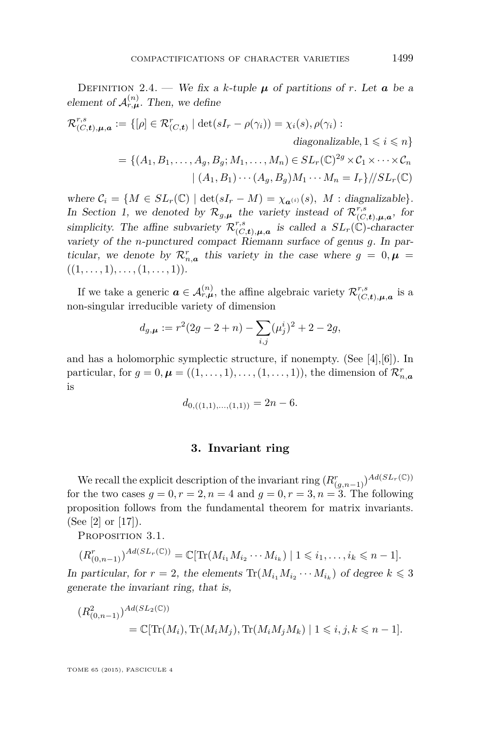Definition 2.4. — *We fix a $k$-tuple $\boldsymbol{\mu}$ of partitions of $r$. Let $\boldsymbol{a}$ be a element of $\mathcal{A}^{(n)}_{r,\boldsymbol{\mu}}$. Then, we define*

$$\begin{aligned}\mathcal{R}^{r,s}_{(C,\boldsymbol{t}),\boldsymbol{\mu},\boldsymbol{a}} &:= \{[\rho] \in \mathcal{R}^r_{(C,\boldsymbol{t})} \mid \det(sI_r - \rho(\gamma_i)) = \chi_i(s), \rho(\gamma_i) : \\ &\qquad\qquad \text{diagonalizable}, 1 \leqslant i \leqslant n\} \\ &= \{(A_1, B_1, \ldots, A_g, B_g; M_1, \ldots, M_n) \in SL_r(\mathbb{C})^{2g} \times \mathcal{C}_1 \times \cdots \times \mathcal{C}_n \\ &\qquad\qquad \mid (A_1, B_1) \cdots (A_g, B_g) M_1 \cdots M_n = I_r\} /\!/ SL_r(\mathbb{C})\end{aligned}$$

*where $\mathcal{C}_i = \{M \in SL_r(\mathbb{C}) \mid \det(sI_r - M) = \chi_{\boldsymbol{a}^{(i)}}(s),\ M : \text{diagnalizable}\}$. In Section 1, we denoted by $\mathcal{R}_{g,\boldsymbol{\mu}}$ the variety instead of $\mathcal{R}^{r,s}_{(C,\boldsymbol{t}),\boldsymbol{\mu},\boldsymbol{a}}$, for simplicity. The affine subvariety $\mathcal{R}^{r,s}_{(C,\boldsymbol{t}),\boldsymbol{\mu},\boldsymbol{a}}$ is called a $SL_r(\mathbb{C})$-character variety of the $n$-punctured compact Riemann surface of genus $g$. In particular, we denote by $\mathcal{R}^r_{n,\boldsymbol{a}}$ this variety in the case where $g = 0, \boldsymbol{\mu} = ((1, \ldots, 1), \ldots, (1, \ldots, 1))$.*

If we take a generic $\boldsymbol{a} \in \mathcal{A}^{(n)}_{r,\boldsymbol{\mu}}$, the affine algebraic variety $\mathcal{R}^{r,s}_{(C,\boldsymbol{t}),\boldsymbol{\mu},\boldsymbol{a}}$ is a non-singular irreducible variety of dimension

$$d_{g,\boldsymbol{\mu}} := r^2(2g - 2 + n) - \sum_{i,j} (\mu^i_j)^2 + 2 - 2g,$$

and has a holomorphic symplectic structure, if nonempty. (See [4],[6]). In particular, for $g = 0, \boldsymbol{\mu} = ((1, \ldots, 1), \ldots, (1, \ldots, 1))$, the dimension of $\mathcal{R}^r_{n,\boldsymbol{a}}$ is

$$d_{0,((1,1),\ldots,(1,1))} = 2n - 6.$$

## 3. Invariant ring

We recall the explicit description of the invariant ring $(R^r_{(g,n-1)})^{Ad(SL_r(\mathbb{C}))}$ for the two cases $g = 0, r = 2, n = 4$ and $g = 0, r = 3, n = 3$. The following proposition follows from the fundamental theorem for matrix invariants. (See [2] or [17]).

Proposition 3.1.

$$(R^r_{(0,n-1)})^{Ad(SL_r(\mathbb{C}))} = \mathbb{C}[\mathrm{Tr}(M_{i_1} M_{i_2} \cdots M_{i_k}) \mid 1 \leqslant i_1, \ldots, i_k \leqslant n-1].$$

*In particular, for $r = 2$, the elements $\mathrm{Tr}(M_{i_1} M_{i_2} \cdots M_{i_k})$ of degree $k \leqslant 3$ generate the invariant ring, that is,*

$$\begin{aligned}&(R^2_{(0,n-1)})^{Ad(SL_2(\mathbb{C}))} \\ &\qquad = \mathbb{C}[\mathrm{Tr}(M_i), \mathrm{Tr}(M_i M_j), \mathrm{Tr}(M_i M_j M_k) \mid 1 \leqslant i, j, k \leqslant n-1].\end{aligned}$$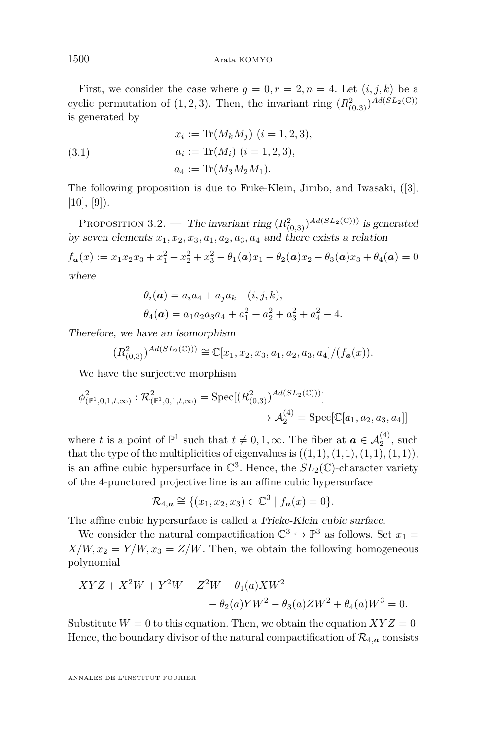First, we consider the case where $g = 0, r = 2, n = 4$. Let $(i,j,k)$ be a cyclic permutation of $(1,2,3)$. Then, the invariant ring $(R^2_{(0,3)})^{Ad(SL_2(\mathbb{C}))}$ is generated by

$$
\begin{aligned}
x_i &:= \mathrm{Tr}(M_k M_j) \ (i = 1,2,3), \\
a_i &:= \mathrm{Tr}(M_i) \ (i = 1,2,3), \qquad (3.1) \\
a_4 &:= \mathrm{Tr}(M_3 M_2 M_1).
\end{aligned}
$$

The following proposition is due to Frike-Klein, Jimbo, and Iwasaki, ([3], [10], [9]).

Proposition 3.2. — *The invariant ring $(R^2_{(0,3)})^{Ad(SL_2(\mathbb{C})))}$ is generated by seven elements $x_1, x_2, x_3, a_1, a_2, a_3, a_4$ and there exists a relation*

$$f_{\boldsymbol{a}}(x) := x_1x_2x_3 + x_1^2 + x_2^2 + x_3^2 - \theta_1(\boldsymbol{a})x_1 - \theta_2(\boldsymbol{a})x_2 - \theta_3(\boldsymbol{a})x_3 + \theta_4(\boldsymbol{a}) = 0$$

*where*

$$
\begin{aligned}
\theta_i(\boldsymbol{a}) &= a_i a_4 + a_j a_k \quad (i,j,k), \\
\theta_4(\boldsymbol{a}) &= a_1a_2a_3a_4 + a_1^2 + a_2^2 + a_3^2 + a_4^2 - 4.
\end{aligned}
$$

*Therefore, we have an isomorphism*

$$(R^2_{(0,3)})^{Ad(SL_2(\mathbb{C})))} \cong \mathbb{C}[x_1, x_2, x_3, a_1, a_2, a_3, a_4]/(f_{\boldsymbol{a}}(x)).$$

We have the surjective morphism

$$
\begin{aligned}
\phi^2_{(\mathbb{P}^1,0,1,t,\infty)} : \mathcal{R}^2_{(\mathbb{P}^1,0,1,t,\infty)} = \mathrm{Spec}[(R^2_{(0,3)})^{Ad(SL_2(\mathbb{C})))}] \\
\to \mathcal{A}^{(4)}_2 = \mathrm{Spec}[\mathbb{C}[a_1, a_2, a_3, a_4]]
\end{aligned}
$$

where $t$ is a point of $\mathbb{P}^1$ such that $t \neq 0, 1, \infty$. The fiber at $\boldsymbol{a} \in \mathcal{A}^{(4)}_2$, such that the type of the multiplicities of eigenvalues is $((1,1),(1,1),(1,1),(1,1))$, is an affine cubic hypersurface in $\mathbb{C}^3$. Hence, the $SL_2(\mathbb{C})$-character variety of the 4-punctured projective line is an affine cubic hypersurface

$$\mathcal{R}_{4,\boldsymbol{a}} \cong \{(x_1, x_2, x_3) \in \mathbb{C}^3 \mid f_{\boldsymbol{a}}(x) = 0\}.$$

The affine cubic hypersurface is called a *Fricke-Klein cubic surface*.

We consider the natural compactification $\mathbb{C}^3 \hookrightarrow \mathbb{P}^3$ as follows. Set $x_1 = X/W, x_2 = Y/W, x_3 = Z/W$. Then, we obtain the following homogeneous polynomial

$$
\begin{aligned}
XYZ + X^2W + Y^2W + Z^2W - \theta_1(a)XW^2 \\
- \theta_2(a)YW^2 - \theta_3(a)ZW^2 + \theta_4(a)W^3 = 0.
\end{aligned}
$$

Substitute $W = 0$ to this equation. Then, we obtain the equation $XYZ = 0$. Hence, the boundary divisor of the natural compactification of $\mathcal{R}_{4,\boldsymbol{a}}$ consists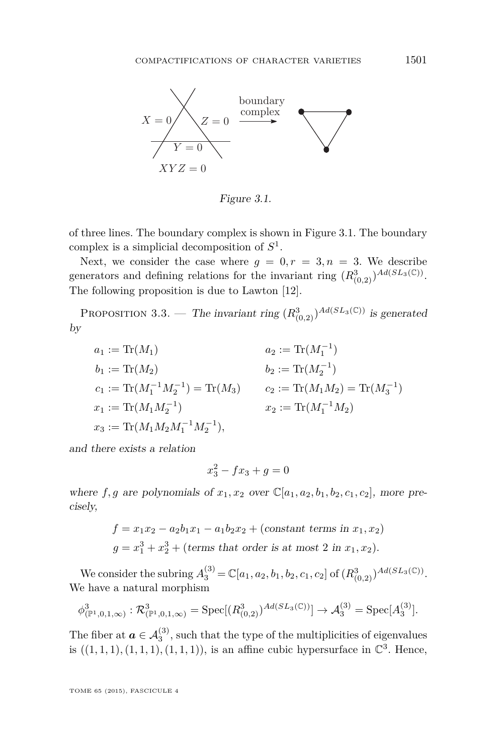Figure 3.1.

of three lines. The boundary complex is shown in Figure 3.1. The boundary complex is a simplicial decomposition of $S^1$.

Next, we consider the case where $g = 0, r = 3, n = 3$. We describe generators and defining relations for the invariant ring $(R^3_{(0,2)})^{Ad(SL_3(\mathbb{C}))}$. The following proposition is due to Lawton [12].

Proposition 3.3. — *The invariant ring $(R^3_{(0,2)})^{Ad(SL_3(\mathbb{C}))}$ is generated by*

$$
\begin{aligned}
&a_1 := \mathrm{Tr}(M_1) && a_2 := \mathrm{Tr}(M_1^{-1}) \\
&b_1 := \mathrm{Tr}(M_2) && b_2 := \mathrm{Tr}(M_2^{-1}) \\
&c_1 := \mathrm{Tr}(M_1^{-1}M_2^{-1}) = \mathrm{Tr}(M_3) && c_2 := \mathrm{Tr}(M_1 M_2) = \mathrm{Tr}(M_3^{-1}) \\
&x_1 := \mathrm{Tr}(M_1 M_2^{-1}) && x_2 := \mathrm{Tr}(M_1^{-1} M_2) \\
&x_3 := \mathrm{Tr}(M_1 M_2 M_1^{-1} M_2^{-1}),
\end{aligned}
$$

*and there exists a relation*

$$x_3^2 - f x_3 + g = 0$$

*where $f, g$ are polynomials of $x_1, x_2$ over $\mathbb{C}[a_1, a_2, b_1, b_2, c_1, c_2]$, more precisely,*

$$
\begin{aligned}
f &= x_1 x_2 - a_2 b_1 x_1 - a_1 b_2 x_2 + (\text{constant terms in } x_1, x_2) \\
g &= x_1^3 + x_2^3 + (\text{terms that order is at most 2 in } x_1, x_2).
\end{aligned}
$$

We consider the subring $A_3^{(3)} = \mathbb{C}[a_1, a_2, b_1, b_2, c_1, c_2]$ of $(R^3_{(0,2)})^{Ad(SL_3(\mathbb{C}))}$. We have a natural morphism

$$\phi^3_{(\mathbb{P}^1,0,1,\infty)} : \mathcal{R}^3_{(\mathbb{P}^1,0,1,\infty)} = \mathrm{Spec}[(R^3_{(0,2)})^{Ad(SL_3(\mathbb{C}))}] \to \mathcal{A}_3^{(3)} = \mathrm{Spec}[A_3^{(3)}].$$

The fiber at $\boldsymbol{a} \in \mathcal{A}_3^{(3)}$, such that the type of the multiplicities of eigenvalues is $((1,1,1),(1,1,1),(1,1,1))$, is an affine cubic hypersurface in $\mathbb{C}^3$. Hence,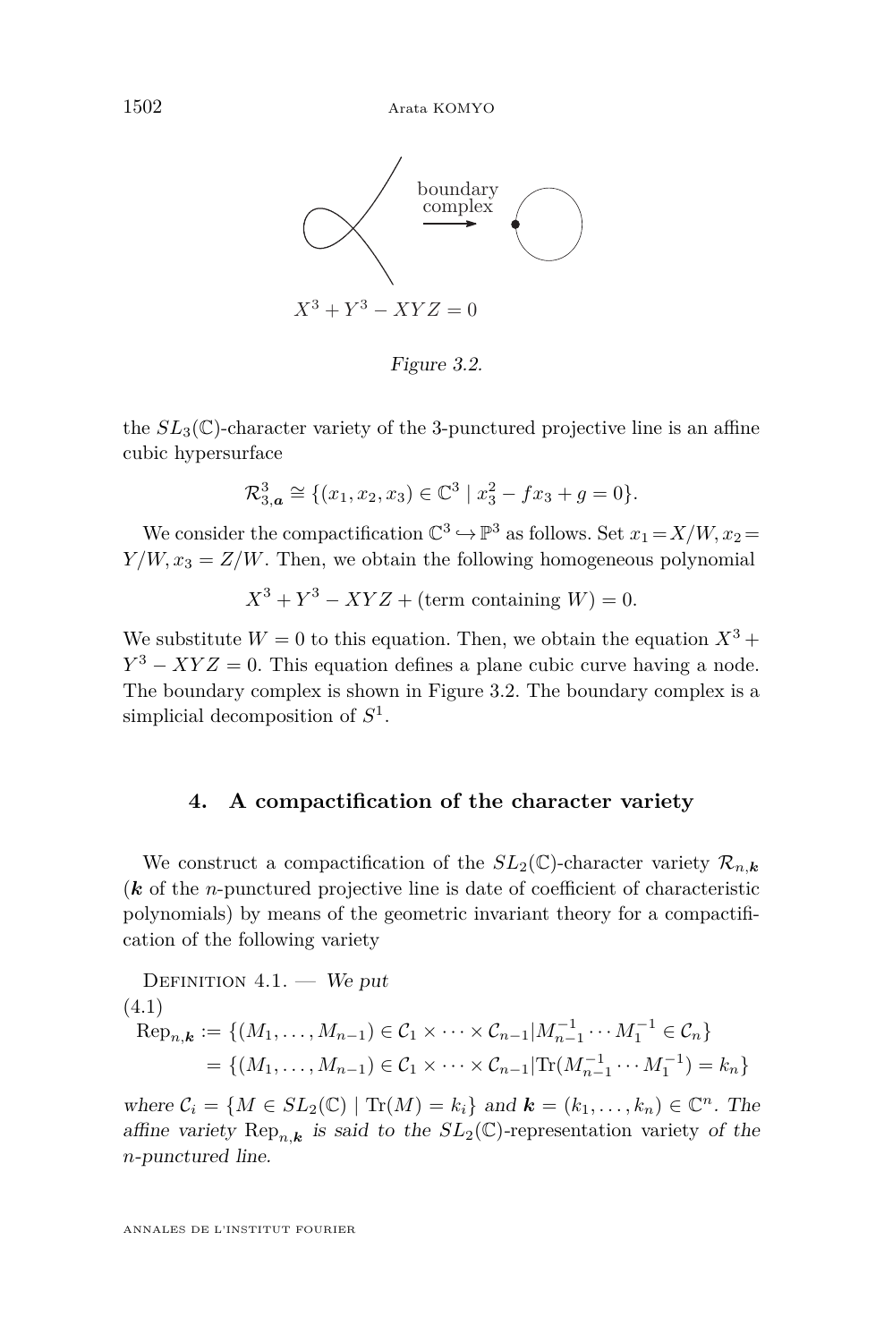$X^3 + Y^3 - XYZ = 0$

*Figure 3.2.*

the $SL_3(\mathbb{C})$-character variety of the 3-punctured projective line is an affine cubic hypersurface

$$\mathcal{R}^3_{3,\boldsymbol{a}} \cong \{(x_1, x_2, x_3) \in \mathbb{C}^3 \mid x_3^2 - fx_3 + g = 0\}.$$

We consider the compactification $\mathbb{C}^3 \hookrightarrow \mathbb{P}^3$ as follows. Set $x_1 = X/W, x_2 = Y/W, x_3 = Z/W$. Then, we obtain the following homogeneous polynomial

$$X^3 + Y^3 - XYZ + (\text{term containing } W) = 0.$$

We substitute $W = 0$ to this equation. Then, we obtain the equation $X^3 + Y^3 - XYZ = 0$. This equation defines a plane cubic curve having a node. The boundary complex is shown in Figure 3.2. The boundary complex is a simplicial decomposition of $S^1$.

## 4. A compactification of the character variety

We construct a compactification of the $SL_2(\mathbb{C})$-character variety $\mathcal{R}_{n,\boldsymbol{k}}$ ($\boldsymbol{k}$ of the $n$-punctured projective line is date of coefficient of characteristic polynomials) by means of the geometric invariant theory for a compactification of the following variety

Definition 4.1. — *We put*

(4.1)
$$\begin{aligned}\mathrm{Rep}_{n,\boldsymbol{k}} &:= \{(M_1, \ldots, M_{n-1}) \in \mathcal{C}_1 \times \cdots \times \mathcal{C}_{n-1} | M_{n-1}^{-1} \cdots M_1^{-1} \in \mathcal{C}_n\} \\ &= \{(M_1, \ldots, M_{n-1}) \in \mathcal{C}_1 \times \cdots \times \mathcal{C}_{n-1} | \mathrm{Tr}(M_{n-1}^{-1} \cdots M_1^{-1}) = k_n\}\end{aligned}$$

*where $\mathcal{C}_i = \{M \in SL_2(\mathbb{C}) \mid \mathrm{Tr}(M) = k_i\}$ and $\boldsymbol{k} = (k_1, \ldots, k_n) \in \mathbb{C}^n$. The affine variety $\mathrm{Rep}_{n,\boldsymbol{k}}$ is said to the $SL_2(\mathbb{C})$-representation variety of the $n$-punctured line.*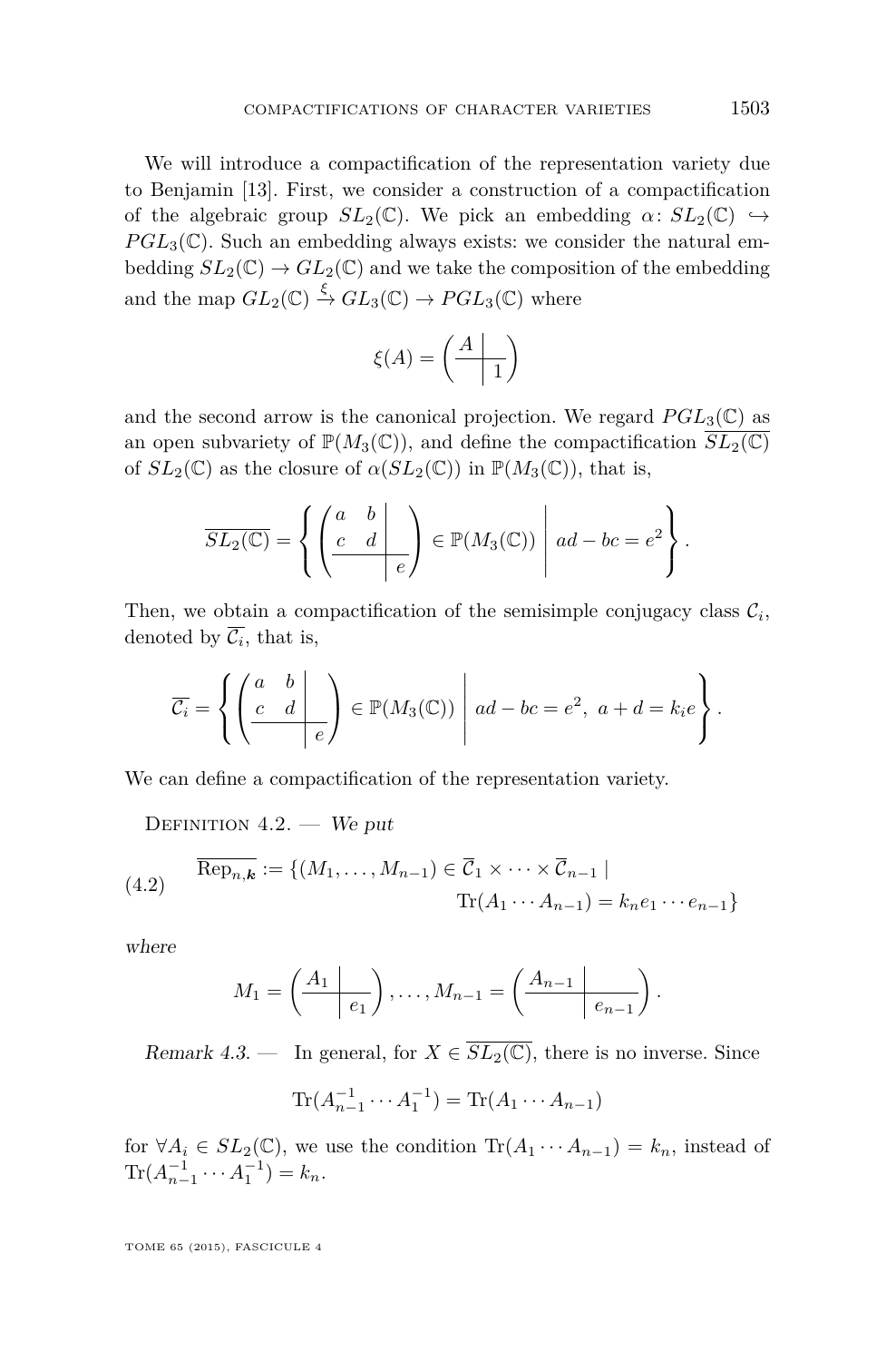We will introduce a compactification of the representation variety due to Benjamin [13]. First, we consider a construction of a compactification of the algebraic group $SL_2(\mathbb{C})$. We pick an embedding $\alpha\colon SL_2(\mathbb{C}) \hookrightarrow PGL_3(\mathbb{C})$. Such an embedding always exists: we consider the natural embedding $SL_2(\mathbb{C}) \to GL_2(\mathbb{C})$ and we take the composition of the embedding and the map $GL_2(\mathbb{C}) \xrightarrow{\xi} GL_3(\mathbb{C}) \to PGL_3(\mathbb{C})$ where

$$\xi(A) = \left(\begin{array}{c|c} A & \\ \hline & 1 \end{array}\right)$$

and the second arrow is the canonical projection. We regard $PGL_3(\mathbb{C})$ as an open subvariety of $\mathbb{P}(M_3(\mathbb{C}))$, and define the compactification $\overline{SL_2(\mathbb{C})}$ of $SL_2(\mathbb{C})$ as the closure of $\alpha(SL_2(\mathbb{C}))$ in $\mathbb{P}(M_3(\mathbb{C}))$, that is,

$$\overline{SL_2(\mathbb{C})} = \left\{ \left(\begin{array}{cc|c} a & b & \\ c & d & \\ \hline & & e \end{array}\right) \in \mathbb{P}(M_3(\mathbb{C})) \;\middle|\; ad - bc = e^2 \right\}.$$

Then, we obtain a compactification of the semisimple conjugacy class $\mathcal{C}_i$, denoted by $\overline{\mathcal{C}_i}$, that is,

$$\overline{\mathcal{C}_i} = \left\{ \left(\begin{array}{cc|c} a & b & \\ c & d & \\ \hline & & e \end{array}\right) \in \mathbb{P}(M_3(\mathbb{C})) \;\middle|\; ad - bc = e^2,\ a + d = k_i e \right\}.$$

We can define a compactification of the representation variety.

Definition 4.2. — *We put*

$$\begin{aligned} \overline{\mathrm{Rep}_{n,\boldsymbol{k}}} := \{(M_1, \ldots, M_{n-1}) \in \overline{\mathcal{C}}_1 \times \cdots \times \overline{\mathcal{C}}_{n-1} \mid \\ \mathrm{Tr}(A_1 \cdots A_{n-1}) = k_n e_1 \cdots e_{n-1}\} \end{aligned} \tag{4.2}$$

*where*

$$M_1 = \left(\begin{array}{c|c} A_1 & \\ \hline & e_1 \end{array}\right), \ldots, M_{n-1} = \left(\begin{array}{c|c} A_{n-1} & \\ \hline & e_{n-1} \end{array}\right).$$

*Remark 4.3.* — In general, for $X \in \overline{SL_2(\mathbb{C})}$, there is no inverse. Since

$$\mathrm{Tr}(A_{n-1}^{-1} \cdots A_1^{-1}) = \mathrm{Tr}(A_1 \cdots A_{n-1})$$

for $\forall A_i \in SL_2(\mathbb{C})$, we use the condition $\mathrm{Tr}(A_1 \cdots A_{n-1}) = k_n$, instead of $\mathrm{Tr}(A_{n-1}^{-1} \cdots A_1^{-1}) = k_n$.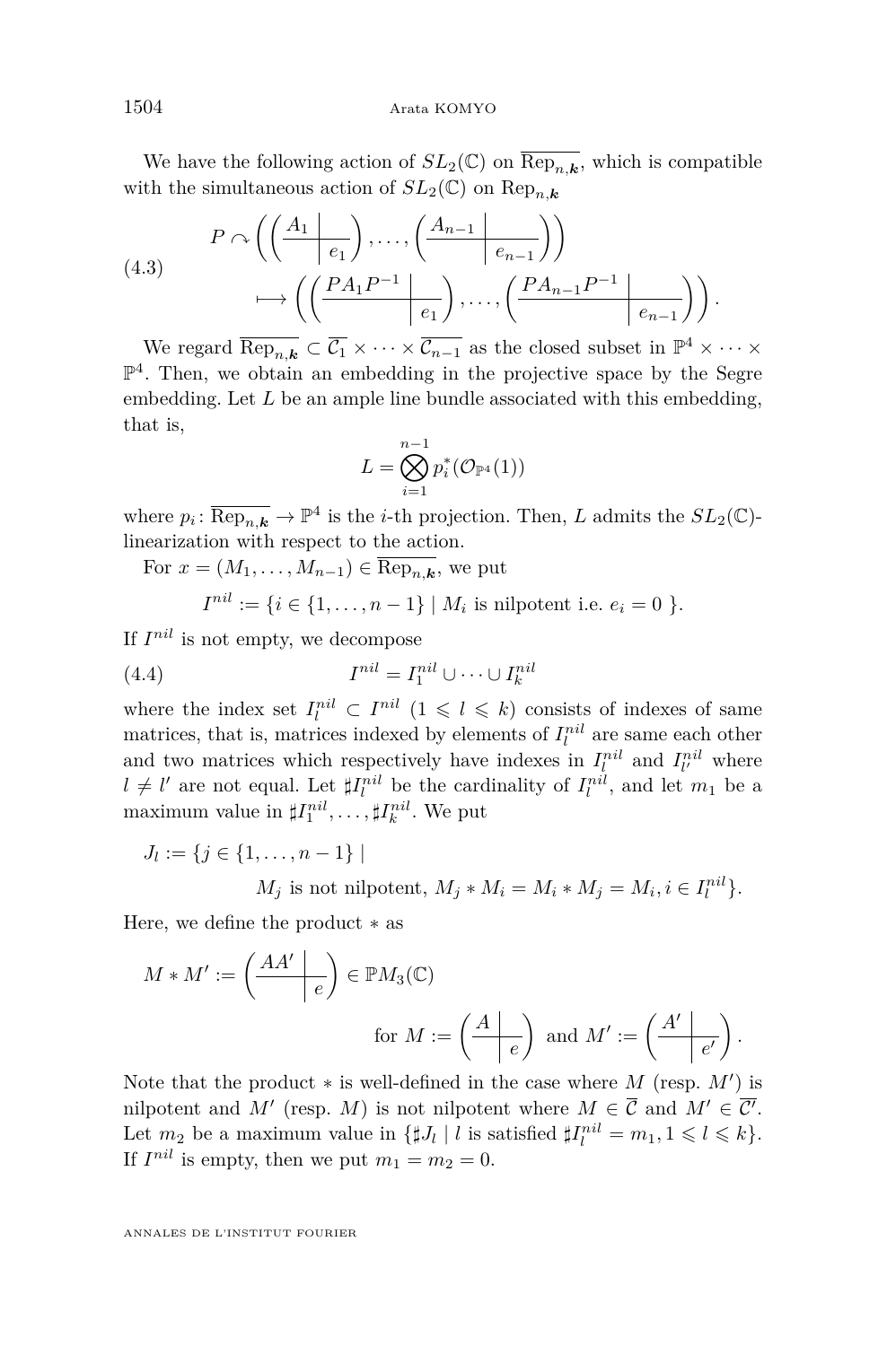We have the following action of $SL_2(\mathbb{C})$ on $\overline{\mathrm{Rep}_{n,\boldsymbol{k}}}$, which is compatible with the simultaneous action of $SL_2(\mathbb{C})$ on $\mathrm{Rep}_{n,\boldsymbol{k}}$

$$
\begin{aligned}
(4.3) \qquad P \curvearrowright & \left( \left( \begin{array}{c|c} A_1 & \\ \hline & e_1 \end{array} \right), \ldots, \left( \begin{array}{c|c} A_{n-1} & \\ \hline & e_{n-1} \end{array} \right) \right) \\
& \longmapsto \left( \left( \begin{array}{c|c} PA_1P^{-1} & \\ \hline & e_1 \end{array} \right), \ldots, \left( \begin{array}{c|c} PA_{n-1}P^{-1} & \\ \hline & e_{n-1} \end{array} \right) \right).
\end{aligned}
$$

We regard $\overline{\mathrm{Rep}_{n,\boldsymbol{k}}} \subset \overline{\mathcal{C}_1} \times \cdots \times \overline{\mathcal{C}_{n-1}}$ as the closed subset in $\mathbb{P}^4 \times \cdots \times \mathbb{P}^4$. Then, we obtain an embedding in the projective space by the Segre embedding. Let $L$ be an ample line bundle associated with this embedding, that is,

$$
L = \bigotimes_{i=1}^{n-1} p_i^*(\mathcal{O}_{\mathbb{P}^4}(1))
$$

where $p_i \colon \overline{\mathrm{Rep}_{n,\boldsymbol{k}}} \to \mathbb{P}^4$ is the $i$-th projection. Then, $L$ admits the $SL_2(\mathbb{C})$-linearization with respect to the action.

For $x = (M_1, \ldots, M_{n-1}) \in \overline{\mathrm{Rep}_{n,\boldsymbol{k}}}$, we put

$$
I^{nil} := \{ i \in \{1, \ldots, n-1\} \mid M_i \text{ is nilpotent i.e. } e_i = 0 \ \}.
$$

If $I^{nil}$ is not empty, we decompose

$$
(4.4) \qquad I^{nil} = I_1^{nil} \cup \cdots \cup I_k^{nil}
$$

where the index set $I_l^{nil} \subset I^{nil}$ $(1 \leqslant l \leqslant k)$ consists of indexes of same matrices, that is, matrices indexed by elements of $I_l^{nil}$ are same each other and two matrices which respectively have indexes in $I_l^{nil}$ and $I_{l'}^{nil}$ where $l \neq l'$ are not equal. Let $\sharp I_l^{nil}$ be the cardinality of $I_l^{nil}$, and let $m_1$ be a maximum value in $\sharp I_1^{nil}, \ldots, \sharp I_k^{nil}$. We put

$$
J_l := \{ j \in \{1, \ldots, n-1\} \mid M_j \text{ is not nilpotent}, M_j * M_i = M_i * M_j = M_i, i \in I_l^{nil} \}.
$$

Here, we define the product $*$ as

$$
M * M' := \left( \begin{array}{c|c} AA' & \\ \hline & e \end{array} \right) \in \mathbb{P}M_3(\mathbb{C}) \quad \text{for } M := \left( \begin{array}{c|c} A & \\ \hline & e \end{array} \right) \text{ and } M' := \left( \begin{array}{c|c} A' & \\ \hline & e' \end{array} \right).
$$

Note that the product $*$ is well-defined in the case where $M$ (resp. $M'$) is nilpotent and $M'$ (resp. $M$) is not nilpotent where $M \in \overline{\mathcal{C}}$ and $M' \in \overline{\mathcal{C}'}$. Let $m_2$ be a maximum value in $\{ \sharp J_l \mid l \text{ is satisfied } \sharp I_l^{nil} = m_1, 1 \leqslant l \leqslant k \}$. If $I^{nil}$ is empty, then we put $m_1 = m_2 = 0$.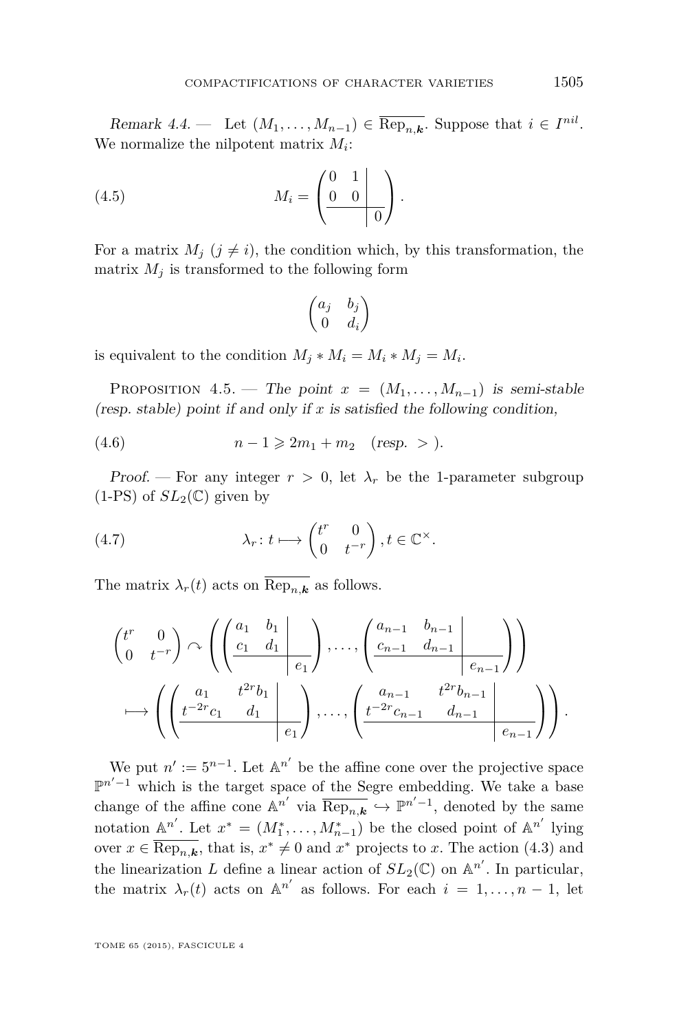*Remark 4.4.* — Let $(M_1, \ldots, M_{n-1}) \in \overline{\mathrm{Rep}_{n,\boldsymbol{k}}}$. Suppose that $i \in I^{nil}$. We normalize the nilpotent matrix $M_i$:

$$M_i = \left(\begin{array}{cc|c} 0 & 1 & \\ 0 & 0 & \\ \hline & & 0 \end{array}\right). \tag{4.5}$$

For a matrix $M_j$ $(j \neq i)$, the condition which, by this transformation, the matrix $M_j$ is transformed to the following form

$$\begin{pmatrix} a_j & b_j \\ 0 & d_i \end{pmatrix}$$

is equivalent to the condition $M_j * M_i = M_i * M_j = M_i$.

Proposition 4.5. — *The point $x = (M_1, \ldots, M_{n-1})$ is semi-stable (resp. stable) point if and only if $x$ is satisfied the following condition,*

$$n - 1 \geqslant 2m_1 + m_2 \quad (\text{resp. } >). \tag{4.6}$$

*Proof.* — For any integer $r > 0$, let $\lambda_r$ be the 1-parameter subgroup (1-PS) of $SL_2(\mathbb{C})$ given by

$$\lambda_r \colon t \longmapsto \begin{pmatrix} t^r & 0 \\ 0 & t^{-r} \end{pmatrix}, t \in \mathbb{C}^\times. \tag{4.7}$$

The matrix $\lambda_r(t)$ acts on $\overline{\mathrm{Rep}_{n,\boldsymbol{k}}}$ as follows.

$$\begin{pmatrix} t^r & 0 \\ 0 & t^{-r} \end{pmatrix} \curvearrowright \left( \left(\begin{array}{cc|c} a_1 & b_1 & \\ c_1 & d_1 & \\ \hline & & e_1 \end{array}\right), \ldots, \left(\begin{array}{cc|c} a_{n-1} & b_{n-1} & \\ c_{n-1} & d_{n-1} & \\ \hline & & e_{n-1} \end{array}\right) \right)$$
$$\longmapsto \left( \left(\begin{array}{cc|c} a_1 & t^{2r} b_1 & \\ t^{-2r} c_1 & d_1 & \\ \hline & & e_1 \end{array}\right), \ldots, \left(\begin{array}{cc|c} a_{n-1} & t^{2r} b_{n-1} & \\ t^{-2r} c_{n-1} & d_{n-1} & \\ \hline & & e_{n-1} \end{array}\right) \right).$$

We put $n' := 5^{n-1}$. Let $\mathbb{A}^{n'}$ be the affine cone over the projective space $\mathbb{P}^{n'-1}$ which is the target space of the Segre embedding. We take a base change of the affine cone $\mathbb{A}^{n'}$ via $\overline{\mathrm{Rep}_{n,\boldsymbol{k}}} \hookrightarrow \mathbb{P}^{n'-1}$, denoted by the same notation $\mathbb{A}^{n'}$. Let $x^* = (M_1^*, \ldots, M_{n-1}^*)$ be the closed point of $\mathbb{A}^{n'}$ lying over $x \in \overline{\mathrm{Rep}_{n,\boldsymbol{k}}}$, that is, $x^* \neq 0$ and $x^*$ projects to $x$. The action (4.3) and the linearization $L$ define a linear action of $SL_2(\mathbb{C})$ on $\mathbb{A}^{n'}$. In particular, the matrix $\lambda_r(t)$ acts on $\mathbb{A}^{n'}$ as follows. For each $i = 1, \ldots, n-1$, let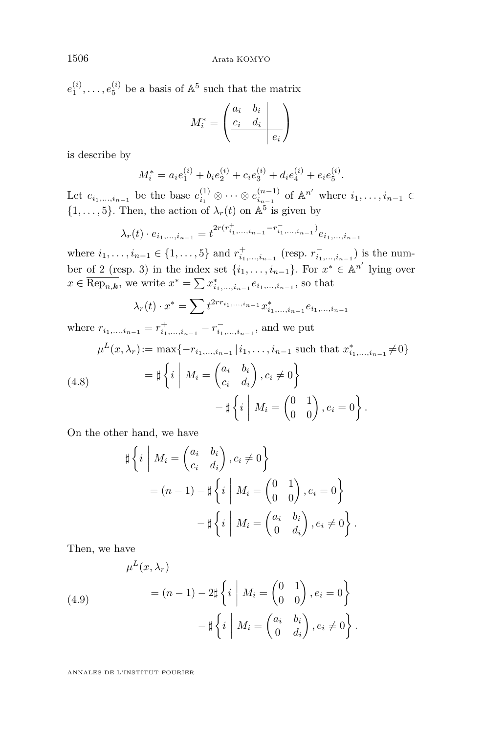$e_1^{(i)}, \dots, e_5^{(i)}$ be a basis of $\mathbb{A}^5$ such that the matrix

$$M_i^* = \left(\begin{array}{cc|c} a_i & b_i & \\ c_i & d_i & \\ \hline & & e_i \end{array}\right)$$

is describe by

$$M_i^* = a_i e_1^{(i)} + b_i e_2^{(i)} + c_i e_3^{(i)} + d_i e_4^{(i)} + e_i e_5^{(i)}.$$

Let $e_{i_1,\dots,i_{n-1}}$ be the base $e_{i_1}^{(1)} \otimes \cdots \otimes e_{i_{n-1}}^{(n-1)}$ of $\mathbb{A}^{n'}$ where $i_1, \dots, i_{n-1} \in \{1, \dots, 5\}$. Then, the action of $\lambda_r(t)$ on $\mathbb{A}^5$ is given by

$$\lambda_r(t) \cdot e_{i_1,\dots,i_{n-1}} = t^{2r(r^+_{i_1,\dots,i_{n-1}} - r^-_{i_1,\dots,i_{n-1}})} e_{i_1,\dots,i_{n-1}}$$

where $i_1, \dots, i_{n-1} \in \{1, \dots, 5\}$ and $r^+_{i_1,\dots,i_{n-1}}$ (resp. $r^-_{i_1,\dots,i_{n-1}}$) is the number of 2 (resp. 3) in the index set $\{i_1, \dots, i_{n-1}\}$. For $x^* \in \mathbb{A}^{n'}$ lying over $x \in \overline{\mathrm{Rep}_{n,\boldsymbol{k}}}$, we write $x^* = \sum x^*_{i_1,\dots,i_{n-1}} e_{i_1,\dots,i_{n-1}}$, so that

$$\lambda_r(t) \cdot x^* = \sum t^{2rr_{i_1,\dots,i_{n-1}}} x^*_{i_1,\dots,i_{n-1}} e_{i_1,\dots,i_{n-1}}$$

where $r_{i_1,\dots,i_{n-1}} = r^+_{i_1,\dots,i_{n-1}} - r^-_{i_1,\dots,i_{n-1}}$, and we put

$$\begin{aligned} \mu^L(x, \lambda_r) &:= \max\{-r_{i_1,\dots,i_{n-1}} \,|\, i_1, \dots, i_{n-1} \text{ such that } x^*_{i_1,\dots,i_{n-1}} \neq 0\} \\ &= \sharp \left\{ i \;\middle|\; M_i = \begin{pmatrix} a_i & b_i \\ c_i & d_i \end{pmatrix}, c_i \neq 0 \right\} \\ &\qquad - \sharp \left\{ i \;\middle|\; M_i = \begin{pmatrix} 0 & 1 \\ 0 & 0 \end{pmatrix}, e_i = 0 \right\}. \end{aligned} \tag{4.8}$$

On the other hand, we have

$$\begin{aligned} &\sharp \left\{ i \;\middle|\; M_i = \begin{pmatrix} a_i & b_i \\ c_i & d_i \end{pmatrix}, c_i \neq 0 \right\} \\ &\quad = (n-1) - \sharp \left\{ i \;\middle|\; M_i = \begin{pmatrix} 0 & 1 \\ 0 & 0 \end{pmatrix}, e_i = 0 \right\} \\ &\qquad - \sharp \left\{ i \;\middle|\; M_i = \begin{pmatrix} a_i & b_i \\ 0 & d_i \end{pmatrix}, e_i \neq 0 \right\}. \end{aligned}$$

Then, we have

$$\begin{aligned} &\mu^L(x, \lambda_r) \\ &\quad = (n-1) - 2\sharp \left\{ i \;\middle|\; M_i = \begin{pmatrix} 0 & 1 \\ 0 & 0 \end{pmatrix}, e_i = 0 \right\} \\ &\qquad - \sharp \left\{ i \;\middle|\; M_i = \begin{pmatrix} a_i & b_i \\ 0 & d_i \end{pmatrix}, e_i \neq 0 \right\}. \end{aligned} \tag{4.9}$$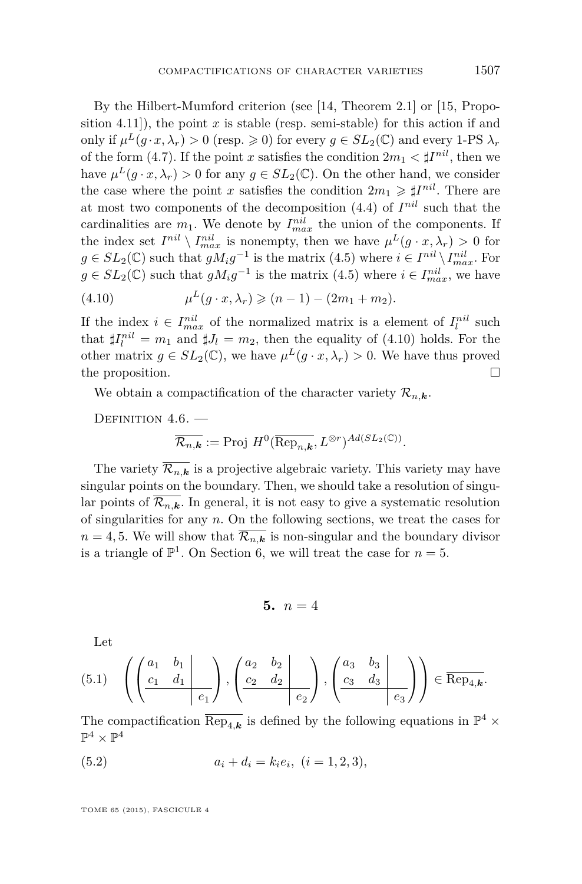By the Hilbert-Mumford criterion (see [14, Theorem 2.1] or [15, Proposition 4.11]), the point $x$ is stable (resp. semi-stable) for this action if and only if $\mu^L(g\cdot x, \lambda_r) > 0$ (resp. $\geqslant 0$) for every $g \in SL_2(\mathbb{C})$ and every 1-PS $\lambda_r$ of the form (4.7). If the point $x$ satisfies the condition $2m_1 < \sharp I^{nil}$, then we have $\mu^L(g\cdot x, \lambda_r) > 0$ for any $g \in SL_2(\mathbb{C})$. On the other hand, we consider the case where the point $x$ satisfies the condition $2m_1 \geqslant \sharp I^{nil}$. There are at most two components of the decomposition (4.4) of $I^{nil}$ such that the cardinalities are $m_1$. We denote by $I^{nil}_{max}$ the union of the components. If the index set $I^{nil} \setminus I^{nil}_{max}$ is nonempty, then we have $\mu^L(g\cdot x, \lambda_r) > 0$ for $g \in SL_2(\mathbb{C})$ such that $gM_ig^{-1}$ is the matrix (4.5) where $i \in I^{nil} \setminus I^{nil}_{max}$. For $g \in SL_2(\mathbb{C})$ such that $gM_ig^{-1}$ is the matrix (4.5) where $i \in I^{nil}_{max}$, we have

$$\mu^L(g\cdot x, \lambda_r) \geqslant (n-1) - (2m_1 + m_2). \tag{4.10}$$

If the index $i \in I^{nil}_{max}$ of the normalized matrix is a element of $I^{nil}_l$ such that $\sharp I^{nil}_l = m_1$ and $\sharp J_l = m_2$, then the equality of (4.10) holds. For the other matrix $g \in SL_2(\mathbb{C})$, we have $\mu^L(g\cdot x, \lambda_r) > 0$. We have thus proved the proposition. □

We obtain a compactification of the character variety $\mathcal{R}_{n,\boldsymbol{k}}$.

Definition 4.6. —

$$\overline{\mathcal{R}_{n,\boldsymbol{k}}} := \mathrm{Proj}\ H^0(\overline{\mathrm{Rep}_{n,\boldsymbol{k}}}, L^{\otimes r})^{Ad(SL_2(\mathbb{C}))}.$$

The variety $\overline{\mathcal{R}_{n,\boldsymbol{k}}}$ is a projective algebraic variety. This variety may have singular points on the boundary. Then, we should take a resolution of singular points of $\overline{\mathcal{R}_{n,\boldsymbol{k}}}$. In general, it is not easy to give a systematic resolution of singularities for any $n$. On the following sections, we treat the cases for $n = 4, 5$. We will show that $\overline{\mathcal{R}_{n,\boldsymbol{k}}}$ is non-singular and the boundary divisor is a triangle of $\mathbb{P}^1$. On Section 6, we will treat the case for $n = 5$.

## 5. $n = 4$

Let

$$\left( \left(\begin{array}{cc|c} a_1 & b_1 & \\ c_1 & d_1 & \\ \hline & & e_1 \end{array}\right), \left(\begin{array}{cc|c} a_2 & b_2 & \\ c_2 & d_2 & \\ \hline & & e_2 \end{array}\right), \left(\begin{array}{cc|c} a_3 & b_3 & \\ c_3 & d_3 & \\ \hline & & e_3 \end{array}\right) \right) \in \overline{\mathrm{Rep}_{4,\boldsymbol{k}}}. \tag{5.1}$$

The compactification $\overline{\mathrm{Rep}_{4,\boldsymbol{k}}}$ is defined by the following equations in $\mathbb{P}^4 \times \mathbb{P}^4 \times \mathbb{P}^4$

$$a_i + d_i = k_i e_i,\ (i = 1, 2, 3), \tag{5.2}$$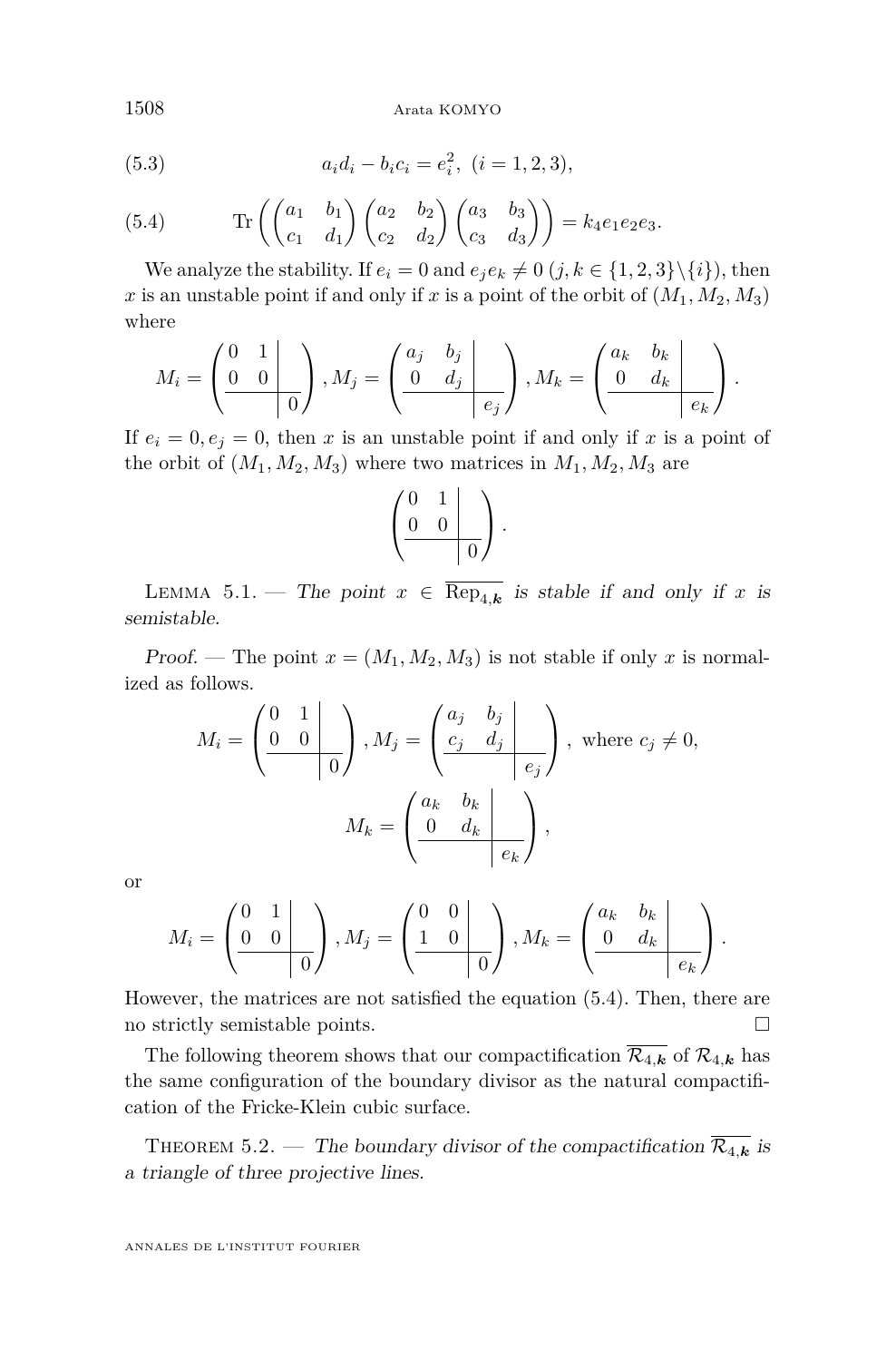$$a_i d_i - b_i c_i = e_i^2, \ (i = 1, 2, 3), \tag{5.3}$$

$$\mathrm{Tr}\left( \begin{pmatrix} a_1 & b_1 \\ c_1 & d_1 \end{pmatrix} \begin{pmatrix} a_2 & b_2 \\ c_2 & d_2 \end{pmatrix} \begin{pmatrix} a_3 & b_3 \\ c_3 & d_3 \end{pmatrix} \right) = k_4 e_1 e_2 e_3. \tag{5.4}$$

We analyze the stability. If $e_i = 0$ and $e_j e_k \neq 0$ ($j, k \in \{1, 2, 3\} \setminus \{i\}$), then $x$ is an unstable point if and only if $x$ is a point of the orbit of $(M_1, M_2, M_3)$ where

$$M_i = \left( \begin{array}{cc|c} 0 & 1 & \\ 0 & 0 & \\ \hline & & 0 \end{array} \right), M_j = \left( \begin{array}{cc|c} a_j & b_j & \\ 0 & d_j & \\ \hline & & e_j \end{array} \right), M_k = \left( \begin{array}{cc|c} a_k & b_k & \\ 0 & d_k & \\ \hline & & e_k \end{array} \right).$$

If $e_i = 0, e_j = 0$, then $x$ is an unstable point if and only if $x$ is a point of the orbit of $(M_1, M_2, M_3)$ where two matrices in $M_1, M_2, M_3$ are

$$\left( \begin{array}{cc|c} 0 & 1 & \\ 0 & 0 & \\ \hline & & 0 \end{array} \right).$$

Lemma 5.1. — *The point $x \in \overline{\mathrm{Rep}_{4,\boldsymbol{k}}}$ is stable if and only if $x$ is semistable.*

*Proof.* — The point $x = (M_1, M_2, M_3)$ is not stable if only $x$ is normalized as follows.

$$M_i = \left( \begin{array}{cc|c} 0 & 1 & \\ 0 & 0 & \\ \hline & & 0 \end{array} \right), M_j = \left( \begin{array}{cc|c} a_j & b_j & \\ c_j & d_j & \\ \hline & & e_j \end{array} \right), \text{ where } c_j \neq 0,$$

$$M_k = \left( \begin{array}{cc|c} a_k & b_k & \\ 0 & d_k & \\ \hline & & e_k \end{array} \right),$$

or

$$M_i = \left( \begin{array}{cc|c} 0 & 1 & \\ 0 & 0 & \\ \hline & & 0 \end{array} \right), M_j = \left( \begin{array}{cc|c} 0 & 0 & \\ 1 & 0 & \\ \hline & & 0 \end{array} \right), M_k = \left( \begin{array}{cc|c} a_k & b_k & \\ 0 & d_k & \\ \hline & & e_k \end{array} \right).$$

However, the matrices are not satisfied the equation (5.4). Then, there are no strictly semistable points. $\square$

The following theorem shows that our compactification $\overline{\mathcal{R}_{4,\boldsymbol{k}}}$ of $\mathcal{R}_{4,\boldsymbol{k}}$ has the same configuration of the boundary divisor as the natural compactification of the Fricke-Klein cubic surface.

Theorem 5.2. — *The boundary divisor of the compactification $\overline{\mathcal{R}_{4,\boldsymbol{k}}}$ is a triangle of three projective lines.*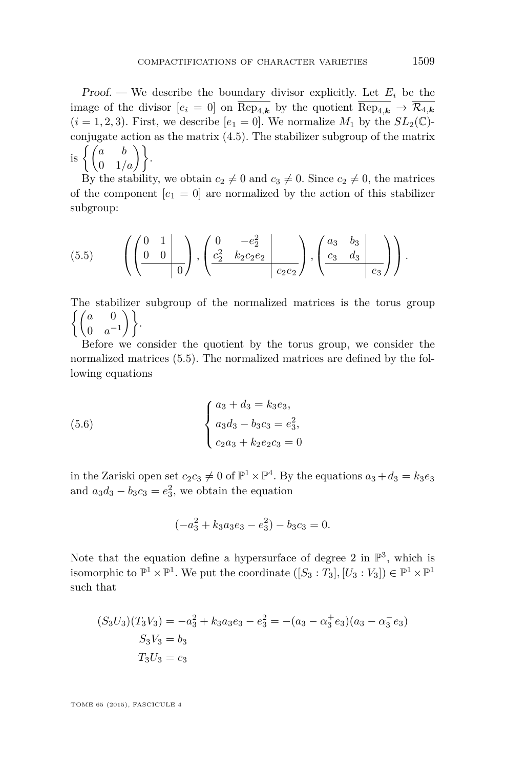*Proof.* — We describe the boundary divisor explicitly. Let $E_i$ be the image of the divisor $[e_i = 0]$ on $\overline{\mathrm{Rep}_{4,\boldsymbol{k}}}$ by the quotient $\overline{\mathrm{Rep}_{4,\boldsymbol{k}}} \to \overline{\mathcal{R}_{4,\boldsymbol{k}}}$ $(i = 1, 2, 3)$. First, we describe $[e_1 = 0]$. We normalize $M_1$ by the $SL_2(\mathbb{C})$-conjugate action as the matrix (4.5). The stabilizer subgroup of the matrix is $\left\{ \begin{pmatrix} a & b \\ 0 & 1/a \end{pmatrix} \right\}$.

By the stability, we obtain $c_2 \neq 0$ and $c_3 \neq 0$. Since $c_2 \neq 0$, the matrices of the component $[e_1 = 0]$ are normalized by the action of this stabilizer subgroup:

$$
\left( \left( \begin{array}{cc|c} 0 & 1 & \\ 0 & 0 & \\ \hline & & 0 \end{array} \right), \left( \begin{array}{cc|c} 0 & -e_2^2 & \\ c_2^2 & k_2 c_2 e_2 & \\ \hline & & c_2 e_2 \end{array} \right), \left( \begin{array}{cc|c} a_3 & b_3 & \\ c_3 & d_3 & \\ \hline & & e_3 \end{array} \right) \right). \tag{5.5}
$$

The stabilizer subgroup of the normalized matrices is the torus group $\left\{ \begin{pmatrix} a & 0 \\ 0 & a^{-1} \end{pmatrix} \right\}$.

Before we consider the quotient by the torus group, we consider the normalized matrices (5.5). The normalized matrices are defined by the following equations

$$
\begin{cases} a_3 + d_3 = k_3 e_3, \\ a_3 d_3 - b_3 c_3 = e_3^2, \\ c_2 a_3 + k_2 e_2 c_3 = 0 \end{cases} \tag{5.6}
$$

in the Zariski open set $c_2 c_3 \neq 0$ of $\mathbb{P}^1 \times \mathbb{P}^4$. By the equations $a_3 + d_3 = k_3 e_3$ and $a_3 d_3 - b_3 c_3 = e_3^2$, we obtain the equation

$$
(-a_3^2 + k_3 a_3 e_3 - e_3^2) - b_3 c_3 = 0.
$$

Note that the equation define a hypersurface of degree 2 in $\mathbb{P}^3$, which is isomorphic to $\mathbb{P}^1 \times \mathbb{P}^1$. We put the coordinate $([S_3 : T_3], [U_3 : V_3]) \in \mathbb{P}^1 \times \mathbb{P}^1$ such that

$$
\begin{aligned}
(S_3 U_3)(T_3 V_3) &= -a_3^2 + k_3 a_3 e_3 - e_3^2 = -(a_3 - \alpha_3^+ e_3)(a_3 - \alpha_3^- e_3) \\
S_3 V_3 &= b_3 \\
T_3 U_3 &= c_3
\end{aligned}
$$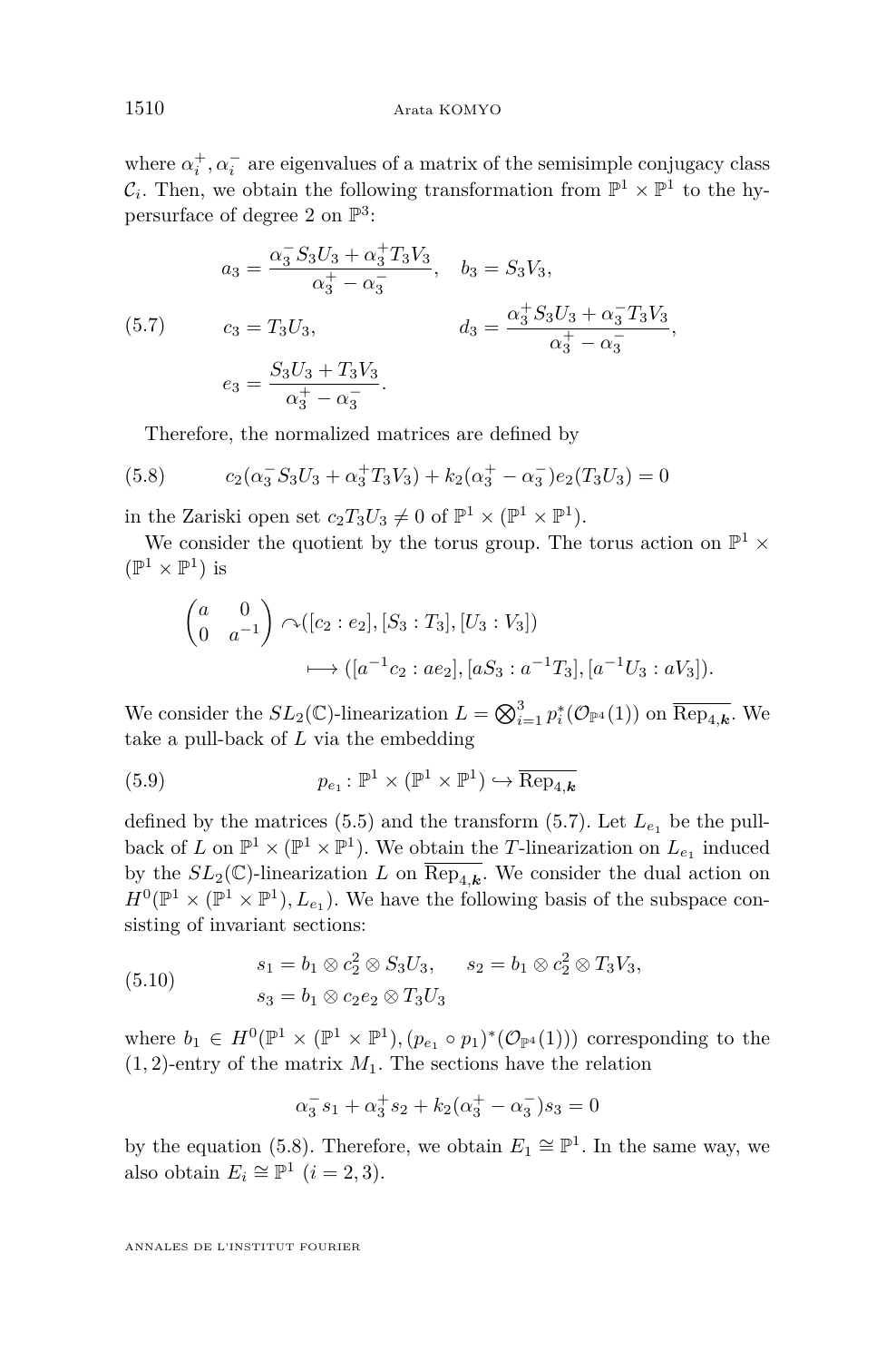where $\alpha_i^+, \alpha_i^-$ are eigenvalues of a matrix of the semisimple conjugacy class $\mathcal{C}_i$. Then, we obtain the following transformation from $\mathbb{P}^1 \times \mathbb{P}^1$ to the hypersurface of degree 2 on $\mathbb{P}^3$:

$$
\begin{aligned}
&a_3 = \frac{\alpha_3^- S_3 U_3 + \alpha_3^+ T_3 V_3}{\alpha_3^+ - \alpha_3^-}, \quad && b_3 = S_3 V_3, \\
&c_3 = T_3 U_3, && d_3 = \frac{\alpha_3^+ S_3 U_3 + \alpha_3^- T_3 V_3}{\alpha_3^+ - \alpha_3^-}, \\
&e_3 = \frac{S_3 U_3 + T_3 V_3}{\alpha_3^+ - \alpha_3^-}.
\end{aligned} \tag{5.7}
$$

Therefore, the normalized matrices are defined by

$$
c_2(\alpha_3^- S_3 U_3 + \alpha_3^+ T_3 V_3) + k_2(\alpha_3^+ - \alpha_3^-) e_2 (T_3 U_3) = 0 \tag{5.8}
$$

in the Zariski open set $c_2 T_3 U_3 \neq 0$ of $\mathbb{P}^1 \times (\mathbb{P}^1 \times \mathbb{P}^1)$.

We consider the quotient by the torus group. The torus action on $\mathbb{P}^1 \times (\mathbb{P}^1 \times \mathbb{P}^1)$ is

$$
\begin{aligned}
\begin{pmatrix} a & 0 \\ 0 & a^{-1} \end{pmatrix} &\curvearrowright ([c_2 : e_2], [S_3 : T_3], [U_3 : V_3]) \\
&\longmapsto ([a^{-1} c_2 : a e_2], [a S_3 : a^{-1} T_3], [a^{-1} U_3 : a V_3]).
\end{aligned}
$$

We consider the $SL_2(\mathbb{C})$-linearization $L = \bigotimes_{i=1}^{3} p_i^*(\mathcal{O}_{\mathbb{P}^4}(1))$ on $\overline{\mathrm{Rep}_{4,\boldsymbol{k}}}$. We take a pull-back of $L$ via the embedding

$$
p_{e_1} \colon \mathbb{P}^1 \times (\mathbb{P}^1 \times \mathbb{P}^1) \hookrightarrow \overline{\mathrm{Rep}_{4,\boldsymbol{k}}} \tag{5.9}
$$

defined by the matrices (5.5) and the transform (5.7). Let $L_{e_1}$ be the pull-back of $L$ on $\mathbb{P}^1 \times (\mathbb{P}^1 \times \mathbb{P}^1)$. We obtain the $T$-linearization on $L_{e_1}$ induced by the $SL_2(\mathbb{C})$-linearization $L$ on $\overline{\mathrm{Rep}_{4,\boldsymbol{k}}}$. We consider the dual action on $H^0(\mathbb{P}^1 \times (\mathbb{P}^1 \times \mathbb{P}^1), L_{e_1})$. We have the following basis of the subspace consisting of invariant sections:

$$
\begin{aligned}
&s_1 = b_1 \otimes c_2^2 \otimes S_3 U_3, \qquad s_2 = b_1 \otimes c_2^2 \otimes T_3 V_3, \\
&s_3 = b_1 \otimes c_2 e_2 \otimes T_3 U_3
\end{aligned} \tag{5.10}
$$

where $b_1 \in H^0(\mathbb{P}^1 \times (\mathbb{P}^1 \times \mathbb{P}^1), (p_{e_1} \circ p_1)^*(\mathcal{O}_{\mathbb{P}^4}(1)))$ corresponding to the $(1,2)$-entry of the matrix $M_1$. The sections have the relation

$$
\alpha_3^- s_1 + \alpha_3^+ s_2 + k_2(\alpha_3^+ - \alpha_3^-) s_3 = 0
$$

by the equation (5.8). Therefore, we obtain $E_1 \cong \mathbb{P}^1$. In the same way, we also obtain $E_i \cong \mathbb{P}^1$ $(i = 2, 3)$.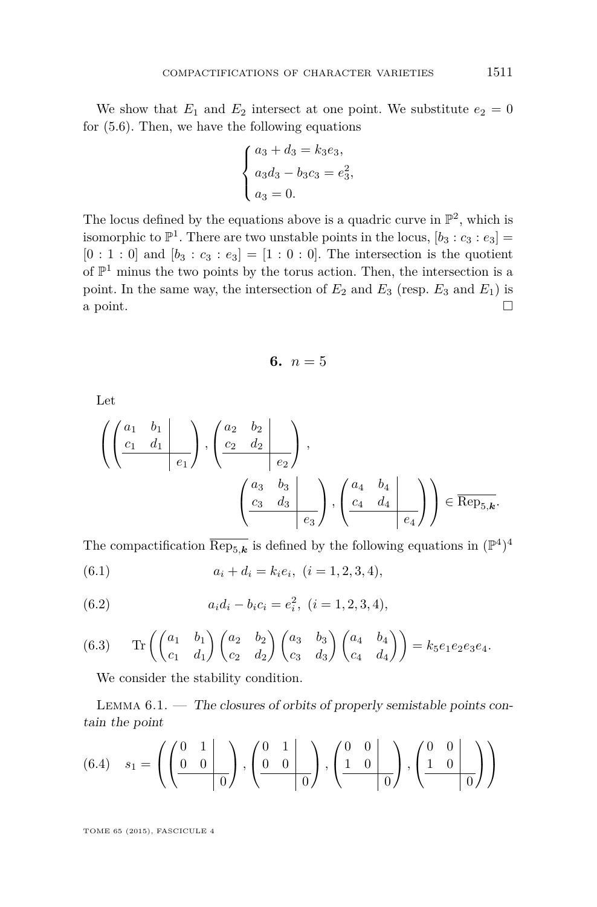We show that $E_1$ and $E_2$ intersect at one point. We substitute $e_2 = 0$ for (5.6). Then, we have the following equations

$$\begin{cases} a_3 + d_3 = k_3 e_3, \\ a_3 d_3 - b_3 c_3 = e_3^2, \\ a_3 = 0. \end{cases}$$

The locus defined by the equations above is a quadric curve in $\mathbb{P}^2$, which is isomorphic to $\mathbb{P}^1$. There are two unstable points in the locus, $[b_3 : c_3 : e_3] = [0 : 1 : 0]$ and $[b_3 : c_3 : e_3] = [1 : 0 : 0]$. The intersection is the quotient of $\mathbb{P}^1$ minus the two points by the torus action. Then, the intersection is a point. In the same way, the intersection of $E_2$ and $E_3$ (resp. $E_3$ and $E_1$) is a point. □

## 6. $n = 5$

Let

$$\left( \left(\begin{array}{cc|c} a_1 & b_1 & \\ c_1 & d_1 & \\ \hline & & e_1 \end{array}\right), \left(\begin{array}{cc|c} a_2 & b_2 & \\ c_2 & d_2 & \\ \hline & & e_2 \end{array}\right), \left(\begin{array}{cc|c} a_3 & b_3 & \\ c_3 & d_3 & \\ \hline & & e_3 \end{array}\right), \left(\begin{array}{cc|c} a_4 & b_4 & \\ c_4 & d_4 & \\ \hline & & e_4 \end{array}\right) \right) \in \overline{\mathrm{Rep}_{5,\boldsymbol{k}}}.$$

The compactification $\overline{\mathrm{Rep}_{5,\boldsymbol{k}}}$ is defined by the following equations in $(\mathbb{P}^4)^4$

$$a_i + d_i = k_i e_i, \ (i = 1, 2, 3, 4), \tag{6.1}$$

$$a_i d_i - b_i c_i = e_i^2, \ (i = 1, 2, 3, 4), \tag{6.2}$$

$$\mathrm{Tr}\left( \begin{pmatrix} a_1 & b_1 \\ c_1 & d_1 \end{pmatrix} \begin{pmatrix} a_2 & b_2 \\ c_2 & d_2 \end{pmatrix} \begin{pmatrix} a_3 & b_3 \\ c_3 & d_3 \end{pmatrix} \begin{pmatrix} a_4 & b_4 \\ c_4 & d_4 \end{pmatrix} \right) = k_5 e_1 e_2 e_3 e_4. \tag{6.3}$$

We consider the stability condition.

Lemma 6.1. — *The closures of orbits of properly semistable points contain the point*

$$s_1 = \left( \left(\begin{array}{cc|c} 0 & 1 & \\ 0 & 0 & \\ \hline & & 0 \end{array}\right), \left(\begin{array}{cc|c} 0 & 1 & \\ 0 & 0 & \\ \hline & & 0 \end{array}\right), \left(\begin{array}{cc|c} 0 & 0 & \\ 1 & 0 & \\ \hline & & 0 \end{array}\right), \left(\begin{array}{cc|c} 0 & 0 & \\ 1 & 0 & \\ \hline & & 0 \end{array}\right) \right) \tag{6.4}$$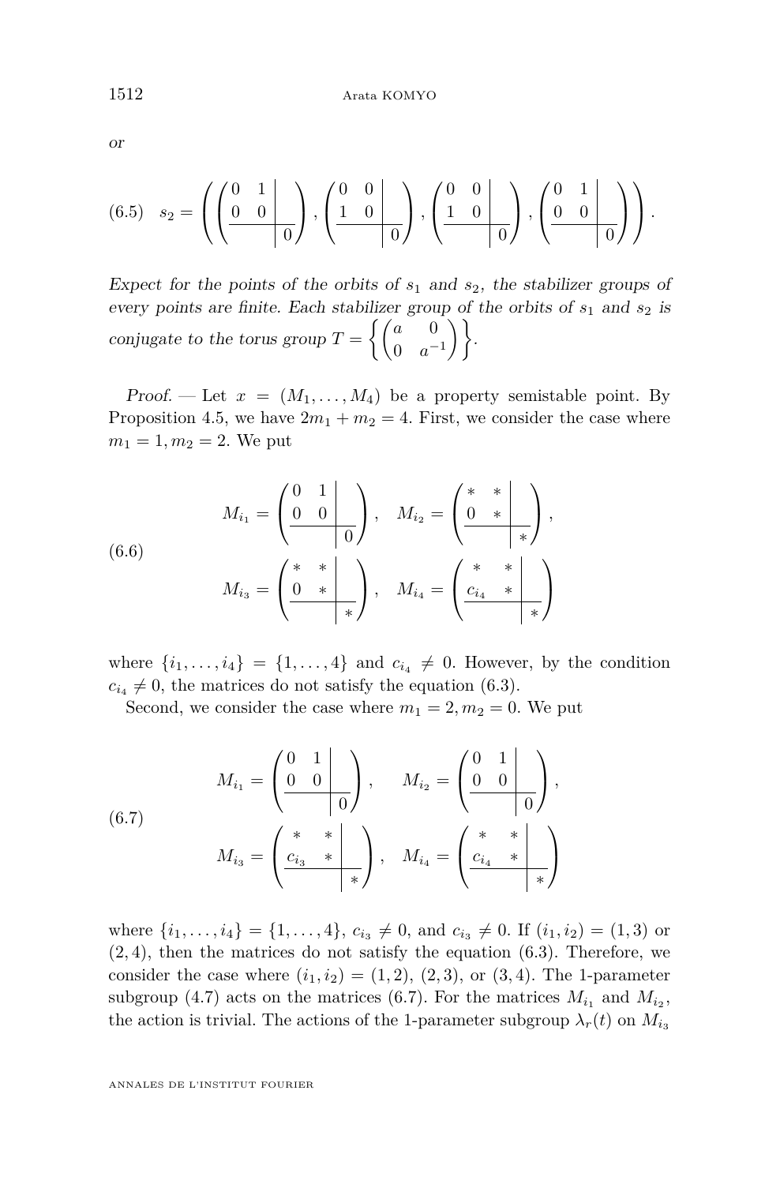*or*

$$
s_2 = \left( \left(\begin{array}{cc|c} 0 & 1 & \\ 0 & 0 & \\ \hline & & 0 \end{array}\right), \left(\begin{array}{cc|c} 0 & 0 & \\ 1 & 0 & \\ \hline & & 0 \end{array}\right), \left(\begin{array}{cc|c} 0 & 0 & \\ 1 & 0 & \\ \hline & & 0 \end{array}\right), \left(\begin{array}{cc|c} 0 & 1 & \\ 0 & 0 & \\ \hline & & 0 \end{array}\right) \right). \tag{6.5}
$$

*Expect for the points of the orbits of $s_1$ and $s_2$, the stabilizer groups of every points are finite. Each stabilizer group of the orbits of $s_1$ and $s_2$ is conjugate to the torus group $T = \left\{ \begin{pmatrix} a & 0 \\ 0 & a^{-1} \end{pmatrix} \right\}$.*

*Proof.* — Let $x = (M_1, \ldots, M_4)$ be a property semistable point. By Proposition 4.5, we have $2m_1 + m_2 = 4$. First, we consider the case where $m_1 = 1, m_2 = 2$. We put

$$
\begin{aligned}
M_{i_1} &= \left(\begin{array}{cc|c} 0 & 1 & \\ 0 & 0 & \\ \hline & & 0 \end{array}\right), \quad M_{i_2} = \left(\begin{array}{cc|c} * & * & \\ 0 & * & \\ \hline & & * \end{array}\right), \\
M_{i_3} &= \left(\begin{array}{cc|c} * & * & \\ 0 & * & \\ \hline & & * \end{array}\right), \quad M_{i_4} = \left(\begin{array}{cc|c} * & * & \\ c_{i_4} & * & \\ \hline & & * \end{array}\right)
\end{aligned} \tag{6.6}
$$

where $\{i_1, \ldots, i_4\} = \{1, \ldots, 4\}$ and $c_{i_4} \neq 0$. However, by the condition $c_{i_4} \neq 0$, the matrices do not satisfy the equation (6.3).

Second, we consider the case where $m_1 = 2, m_2 = 0$. We put

$$
\begin{aligned}
M_{i_1} &= \left(\begin{array}{cc|c} 0 & 1 & \\ 0 & 0 & \\ \hline & & 0 \end{array}\right), \quad M_{i_2} = \left(\begin{array}{cc|c} 0 & 1 & \\ 0 & 0 & \\ \hline & & 0 \end{array}\right), \\
M_{i_3} &= \left(\begin{array}{cc|c} * & * & \\ c_{i_3} & * & \\ \hline & & * \end{array}\right), \quad M_{i_4} = \left(\begin{array}{cc|c} * & * & \\ c_{i_4} & * & \\ \hline & & * \end{array}\right)
\end{aligned} \tag{6.7}
$$

where $\{i_1, \ldots, i_4\} = \{1, \ldots, 4\}$, $c_{i_3} \neq 0$, and $c_{i_3} \neq 0$. If $(i_1, i_2) = (1, 3)$ or $(2, 4)$, then the matrices do not satisfy the equation (6.3). Therefore, we consider the case where $(i_1, i_2) = (1, 2)$, $(2, 3)$, or $(3, 4)$. The 1-parameter subgroup (4.7) acts on the matrices (6.7). For the matrices $M_{i_1}$ and $M_{i_2}$, the action is trivial. The actions of the 1-parameter subgroup $\lambda_r(t)$ on $M_{i_3}$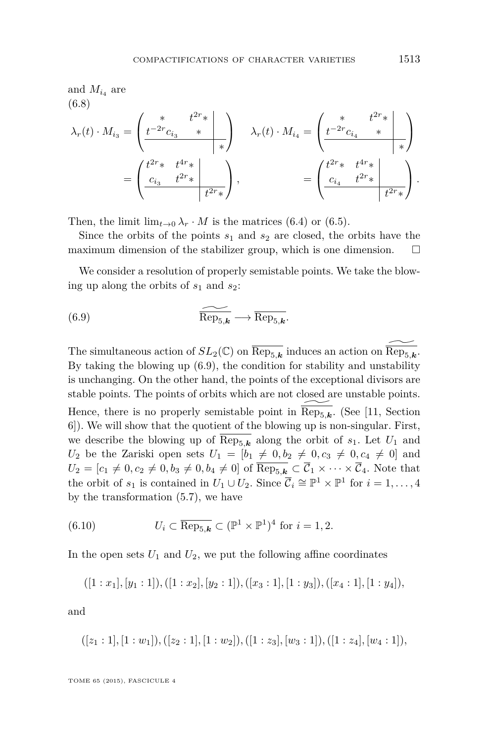and $M_{i_4}$ are

$$
\lambda_r(t) \cdot M_{i_3} = \left(\begin{array}{cc|c} * & t^{2r}* & \\ t^{-2r}c_{i_3} & * & \\ \hline & & * \end{array}\right) \quad \lambda_r(t) \cdot M_{i_4} = \left(\begin{array}{cc|c} * & t^{2r}* & \\ t^{-2r}c_{i_4} & * & \\ \hline & & * \end{array}\right)
$$

$$
= \left(\begin{array}{cc|c} t^{2r}* & t^{4r}* & \\ c_{i_3} & t^{2r}* & \\ \hline & & t^{2r}* \end{array}\right), \qquad = \left(\begin{array}{cc|c} t^{2r}* & t^{4r}* & \\ c_{i_4} & t^{2r}* & \\ \hline & & t^{2r}* \end{array}\right). \tag{6.8}
$$

Then, the limit $\lim_{t\to 0} \lambda_r \cdot M$ is the matrices (6.4) or (6.5).

Since the orbits of the points $s_1$ and $s_2$ are closed, the orbits have the maximum dimension of the stabilizer group, which is one dimension. □

We consider a resolution of properly semistable points. We take the blowing up along the orbits of $s_1$ and $s_2$:

$$
\widetilde{\overline{\mathrm{Rep}_{5,\boldsymbol{k}}}} \longrightarrow \overline{\mathrm{Rep}_{5,\boldsymbol{k}}}. \tag{6.9}
$$

The simultaneous action of $SL_2(\mathbb{C})$ on $\overline{\mathrm{Rep}_{5,\boldsymbol{k}}}$ induces an action on $\widetilde{\overline{\mathrm{Rep}_{5,\boldsymbol{k}}}}$. By taking the blowing up (6.9), the condition for stability and unstability is unchanging. On the other hand, the points of the exceptional divisors are stable points. The points of orbits which are not closed are unstable points. Hence, there is no properly semistable point in $\widetilde{\overline{\mathrm{Rep}_{5,\boldsymbol{k}}}}$. (See [11, Section 6]). We will show that the quotient of the blowing up is non-singular. First, we describe the blowing up of $\overline{\mathrm{Rep}_{5,\boldsymbol{k}}}$ along the orbit of $s_1$. Let $U_1$ and $U_2$ be the Zariski open sets $U_1 = [b_1 \neq 0, b_2 \neq 0, c_3 \neq 0, c_4 \neq 0]$ and $U_2 = [c_1 \neq 0, c_2 \neq 0, b_3 \neq 0, b_4 \neq 0]$ of $\overline{\mathrm{Rep}_{5,\boldsymbol{k}}} \subset \overline{\mathcal{C}}_1 \times \cdots \times \overline{\mathcal{C}}_4$. Note that the orbit of $s_1$ is contained in $U_1 \cup U_2$. Since $\overline{\mathcal{C}}_i \cong \mathbb{P}^1 \times \mathbb{P}^1$ for $i = 1, \ldots, 4$ by the transformation (5.7), we have

$$
U_i \subset \overline{\mathrm{Rep}_{5,\boldsymbol{k}}} \subset (\mathbb{P}^1 \times \mathbb{P}^1)^4 \text{ for } i = 1, 2. \tag{6.10}
$$

In the open sets $U_1$ and $U_2$, we put the following affine coordinates

$$
([1 : x_1], [y_1 : 1]), ([1 : x_2], [y_2 : 1]), ([x_3 : 1], [1 : y_3]), ([x_4 : 1], [1 : y_4]),
$$

and

$$
([z_1 : 1], [1 : w_1]), ([z_2 : 1], [1 : w_2]), ([1 : z_3], [w_3 : 1]), ([1 : z_4], [w_4 : 1]),
$$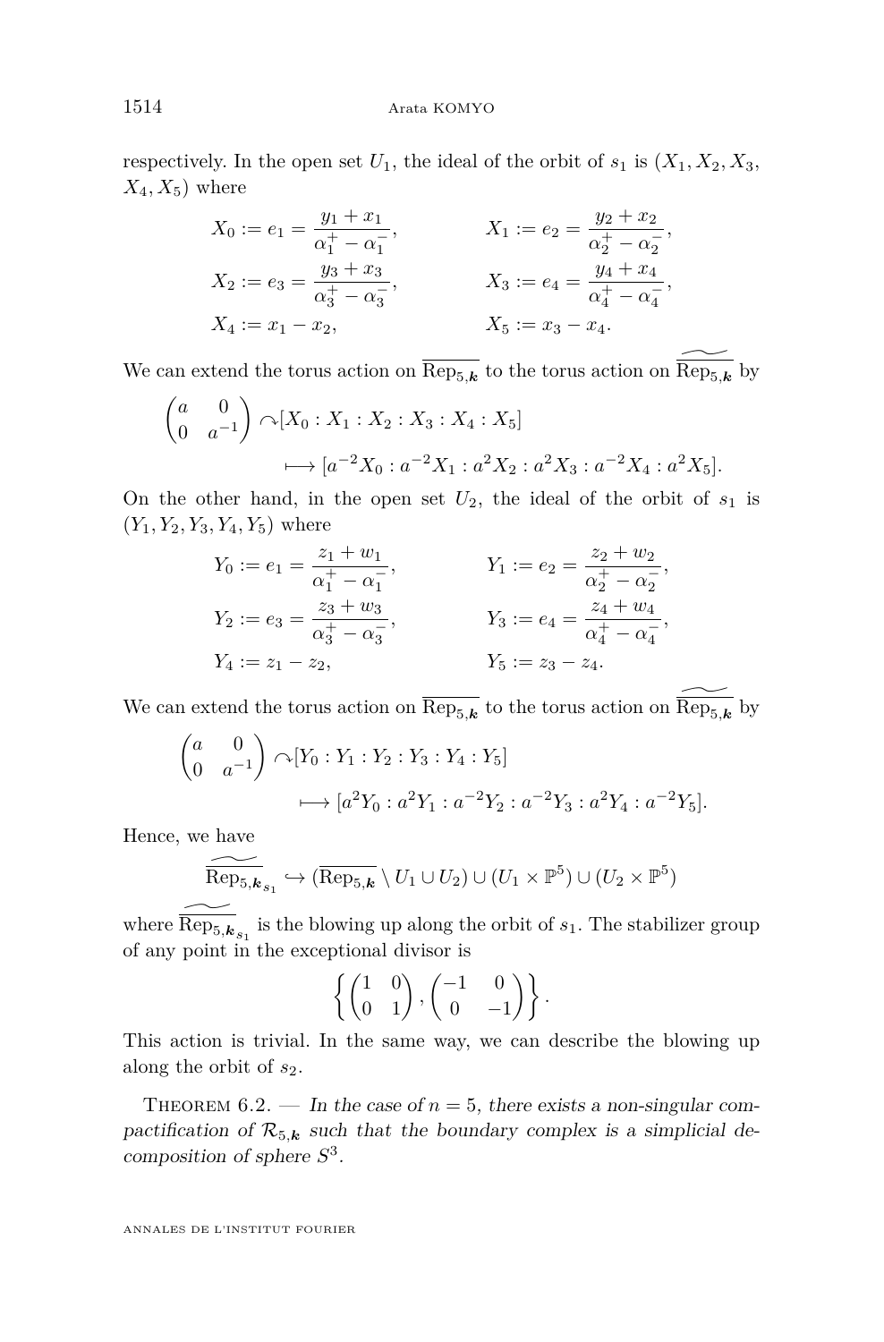respectively. In the open set $U_1$, the ideal of the orbit of $s_1$ is $(X_1, X_2, X_3, X_4, X_5)$ where

$$
\begin{aligned}
X_0 &:= e_1 = \frac{y_1 + x_1}{\alpha_1^+ - \alpha_1^-}, & X_1 &:= e_2 = \frac{y_2 + x_2}{\alpha_2^+ - \alpha_2^-}, \\
X_2 &:= e_3 = \frac{y_3 + x_3}{\alpha_3^+ - \alpha_3^-}, & X_3 &:= e_4 = \frac{y_4 + x_4}{\alpha_4^+ - \alpha_4^-}, \\
X_4 &:= x_1 - x_2, & X_5 &:= x_3 - x_4.
\end{aligned}
$$

We can extend the torus action on $\overline{\mathrm{Rep}_{5,\boldsymbol{k}}}$ to the torus action on $\widetilde{\overline{\mathrm{Rep}_{5,\boldsymbol{k}}}}$ by

$$
\begin{pmatrix} a & 0 \\ 0 & a^{-1} \end{pmatrix} \curvearrowright [X_0 : X_1 : X_2 : X_3 : X_4 : X_5] \\
\longmapsto [a^{-2}X_0 : a^{-2}X_1 : a^2 X_2 : a^2 X_3 : a^{-2} X_4 : a^2 X_5].
$$

On the other hand, in the open set $U_2$, the ideal of the orbit of $s_1$ is $(Y_1, Y_2, Y_3, Y_4, Y_5)$ where

$$
\begin{aligned}
Y_0 &:= e_1 = \frac{z_1 + w_1}{\alpha_1^+ - \alpha_1^-}, & Y_1 &:= e_2 = \frac{z_2 + w_2}{\alpha_2^+ - \alpha_2^-}, \\
Y_2 &:= e_3 = \frac{z_3 + w_3}{\alpha_3^+ - \alpha_3^-}, & Y_3 &:= e_4 = \frac{z_4 + w_4}{\alpha_4^+ - \alpha_4^-}, \\
Y_4 &:= z_1 - z_2, & Y_5 &:= z_3 - z_4.
\end{aligned}
$$

We can extend the torus action on $\overline{\mathrm{Rep}_{5,\boldsymbol{k}}}$ to the torus action on $\widetilde{\overline{\mathrm{Rep}_{5,\boldsymbol{k}}}}$ by

$$
\begin{pmatrix} a & 0 \\ 0 & a^{-1} \end{pmatrix} \curvearrowright [Y_0 : Y_1 : Y_2 : Y_3 : Y_4 : Y_5] \\
\longmapsto [a^2 Y_0 : a^2 Y_1 : a^{-2} Y_2 : a^{-2} Y_3 : a^2 Y_4 : a^{-2} Y_5].
$$

Hence, we have

$$
\widetilde{\overline{\mathrm{Rep}_{5,\boldsymbol{k}}}}_{s_1} \hookrightarrow (\overline{\mathrm{Rep}_{5,\boldsymbol{k}}} \setminus U_1 \cup U_2) \cup (U_1 \times \mathbb{P}^5) \cup (U_2 \times \mathbb{P}^5)
$$

where $\widetilde{\overline{\mathrm{Rep}_{5,\boldsymbol{k}}}}_{s_1}$ is the blowing up along the orbit of $s_1$. The stabilizer group of any point in the exceptional divisor is

$$
\left\{ \begin{pmatrix} 1 & 0 \\ 0 & 1 \end{pmatrix}, \begin{pmatrix} -1 & 0 \\ 0 & -1 \end{pmatrix} \right\}.
$$

This action is trivial. In the same way, we can describe the blowing up along the orbit of $s_2$.

Theorem 6.2. — *In the case of $n = 5$, there exists a non-singular compactification of $\mathcal{R}_{5,\boldsymbol{k}}$ such that the boundary complex is a simplicial decomposition of sphere $S^3$.*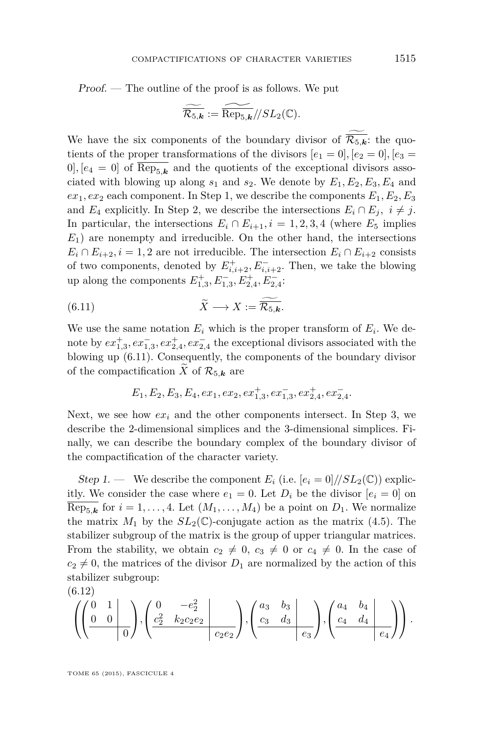*Proof.* — The outline of the proof is as follows. We put

$$\widetilde{\overline{\mathcal{R}_{5,\boldsymbol{k}}}} := \widetilde{\overline{\mathrm{Rep}_{5,\boldsymbol{k}}}} /\!/ SL_2(\mathbb{C}).$$

We have the six components of the boundary divisor of $\widetilde{\overline{\mathcal{R}_{5,\boldsymbol{k}}}}$: the quotients of the proper transformations of the divisors $[e_1 = 0], [e_2 = 0], [e_3 = 0], [e_4 = 0]$ of $\overline{\mathrm{Rep}_{5,\boldsymbol{k}}}$ and the quotients of the exceptional divisors associated with blowing up along $s_1$ and $s_2$. We denote by $E_1, E_2, E_3, E_4$ and $ex_1, ex_2$ each component. In Step 1, we describe the components $E_1, E_2, E_3$ and $E_4$ explicitly. In Step 2, we describe the intersections $E_i \cap E_j,\ i \neq j$. In particular, the intersections $E_i \cap E_{i+1}, i = 1, 2, 3, 4$ (where $E_5$ implies $E_1$) are nonempty and irreducible. On the other hand, the intersections $E_i \cap E_{i+2}, i = 1, 2$ are not irreducible. The intersection $E_i \cap E_{i+2}$ consists of two components, denoted by $E^{+}_{i,i+2}, E^{-}_{i,i+2}$. Then, we take the blowing up along the components $E^{+}_{1,3}, E^{-}_{1,3}, E^{+}_{2,4}, E^{-}_{2,4}$:

$$\widetilde{X} \longrightarrow X := \widetilde{\overline{\mathcal{R}_{5,\boldsymbol{k}}}}. \tag{6.11}$$

We use the same notation $E_i$ which is the proper transform of $E_i$. We denote by $ex^{+}_{1,3}, ex^{-}_{1,3}, ex^{+}_{2,4}, ex^{-}_{2,4}$ the exceptional divisors associated with the blowing up (6.11). Consequently, the components of the boundary divisor of the compactification $\widetilde{X}$ of $\mathcal{R}_{5,\boldsymbol{k}}$ are

$$E_1, E_2, E_3, E_4, ex_1, ex_2, ex^{+}_{1,3}, ex^{-}_{1,3}, ex^{+}_{2,4}, ex^{-}_{2,4}.$$

Next, we see how $ex_i$ and the other components intersect. In Step 3, we describe the 2-dimensional simplices and the 3-dimensional simplices. Finally, we can describe the boundary complex of the boundary divisor of the compactification of the character variety.

*Step 1.* — We describe the component $E_i$ (i.e. $[e_i = 0] /\!/ SL_2(\mathbb{C})$) explicitly. We consider the case where $e_1 = 0$. Let $D_i$ be the divisor $[e_i = 0]$ on $\overline{\mathrm{Rep}_{5,\boldsymbol{k}}}$ for $i = 1, \ldots, 4$. Let $(M_1, \ldots, M_4)$ be a point on $D_1$. We normalize the matrix $M_1$ by the $SL_2(\mathbb{C})$-conjugate action as the matrix (4.5). The stabilizer subgroup of the matrix is the group of upper triangular matrices. From the stability, we obtain $c_2 \neq 0$, $c_3 \neq 0$ or $c_4 \neq 0$. In the case of $c_2 \neq 0$, the matrices of the divisor $D_1$ are normalized by the action of this stabilizer subgroup:

$$\left( \left(\begin{array}{cc|c} 0 & 1 & \\ 0 & 0 & \\ \hline & & 0 \end{array}\right), \left(\begin{array}{cc|c} 0 & -e_2^2 & \\ c_2^2 & k_2 c_2 e_2 & \\ \hline & & c_2 e_2 \end{array}\right), \left(\begin{array}{cc|c} a_3 & b_3 & \\ c_3 & d_3 & \\ \hline & & e_3 \end{array}\right), \left(\begin{array}{cc|c} a_4 & b_4 & \\ c_4 & d_4 & \\ \hline & & e_4 \end{array}\right) \right). \tag{6.12}$$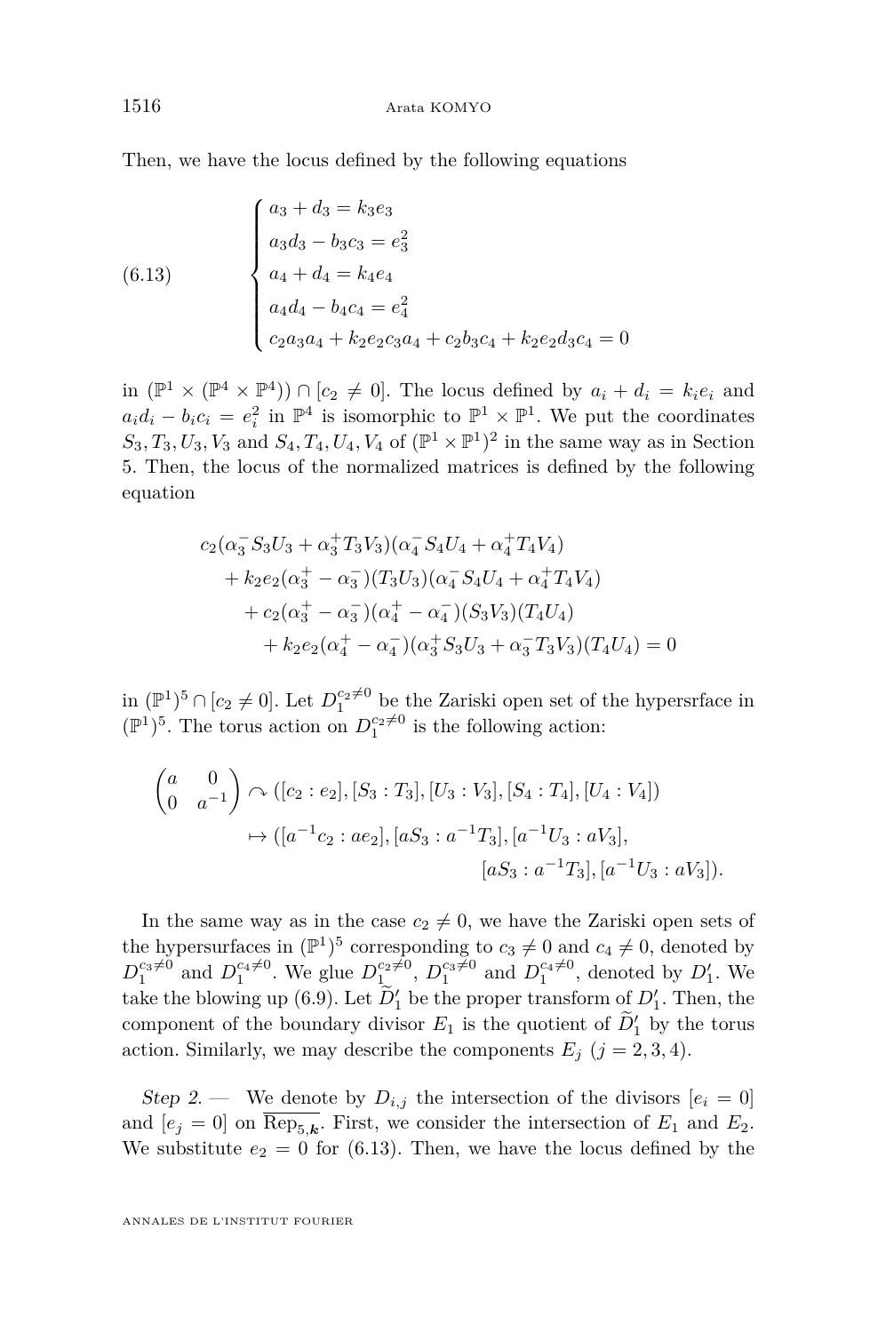Then, we have the locus defined by the following equations

$$
\begin{cases}
a_3 + d_3 = k_3 e_3 \\
a_3 d_3 - b_3 c_3 = e_3^2 \\
a_4 + d_4 = k_4 e_4 \\
a_4 d_4 - b_4 c_4 = e_4^2 \\
c_2 a_3 a_4 + k_2 e_2 c_3 a_4 + c_2 b_3 c_4 + k_2 e_2 d_3 c_4 = 0
\end{cases}
\tag{6.13}
$$

in $(\mathbb{P}^1 \times (\mathbb{P}^4 \times \mathbb{P}^4)) \cap [c_2 \neq 0]$. The locus defined by $a_i + d_i = k_i e_i$ and $a_i d_i - b_i c_i = e_i^2$ in $\mathbb{P}^4$ is isomorphic to $\mathbb{P}^1 \times \mathbb{P}^1$. We put the coordinates $S_3, T_3, U_3, V_3$ and $S_4, T_4, U_4, V_4$ of $(\mathbb{P}^1 \times \mathbb{P}^1)^2$ in the same way as in Section 5. Then, the locus of the normalized matrices is defined by the following equation

$$
\begin{aligned}
c_2(\alpha_3^- S_3 U_3 + \alpha_3^+ T_3 V_3)&(\alpha_4^- S_4 U_4 + \alpha_4^+ T_4 V_4) \\
+ k_2 e_2 (\alpha_3^+ - \alpha_3^-)&(T_3 U_3)(\alpha_4^- S_4 U_4 + \alpha_4^+ T_4 V_4) \\
&+ c_2 (\alpha_3^+ - \alpha_3^-)(\alpha_4^+ - \alpha_4^-)(S_3 V_3)(T_4 U_4) \\
&\quad + k_2 e_2 (\alpha_4^+ - \alpha_4^-)(\alpha_3^+ S_3 U_3 + \alpha_3^- T_3 V_3)(T_4 U_4) = 0
\end{aligned}
$$

in $(\mathbb{P}^1)^5 \cap [c_2 \neq 0]$. Let $D_1^{c_2 \neq 0}$ be the Zariski open set of the hypersrface in $(\mathbb{P}^1)^5$. The torus action on $D_1^{c_2 \neq 0}$ is the following action:

$$
\begin{aligned}
\begin{pmatrix} a & 0 \\ 0 & a^{-1} \end{pmatrix} \curvearrowright ([c_2 : e_2], [S_3 : T_3], [U_3 : V_3], [S_4 : T_4], [U_4 : V_4]) \\
\mapsto ([a^{-1} c_2 : a e_2], [a S_3 : a^{-1} T_3], [a^{-1} U_3 : a V_3], \\
[a S_3 : a^{-1} T_3], [a^{-1} U_3 : a V_3]).
\end{aligned}
$$

In the same way as in the case $c_2 \neq 0$, we have the Zariski open sets of the hypersurfaces in $(\mathbb{P}^1)^5$ corresponding to $c_3 \neq 0$ and $c_4 \neq 0$, denoted by $D_1^{c_3 \neq 0}$ and $D_1^{c_4 \neq 0}$. We glue $D_1^{c_2 \neq 0}$, $D_1^{c_3 \neq 0}$ and $D_1^{c_4 \neq 0}$, denoted by $D_1'$. We take the blowing up (6.9). Let $\widetilde{D}_1'$ be the proper transform of $D_1'$. Then, the component of the boundary divisor $E_1$ is the quotient of $\widetilde{D}_1'$ by the torus action. Similarly, we may describe the components $E_j$ $(j = 2, 3, 4)$.

*Step 2.* — We denote by $D_{i,j}$ the intersection of the divisors $[e_i = 0]$ and $[e_j = 0]$ on $\overline{\mathrm{Rep}_{5,\boldsymbol{k}}}$. First, we consider the intersection of $E_1$ and $E_2$. We substitute $e_2 = 0$ for (6.13). Then, we have the locus defined by the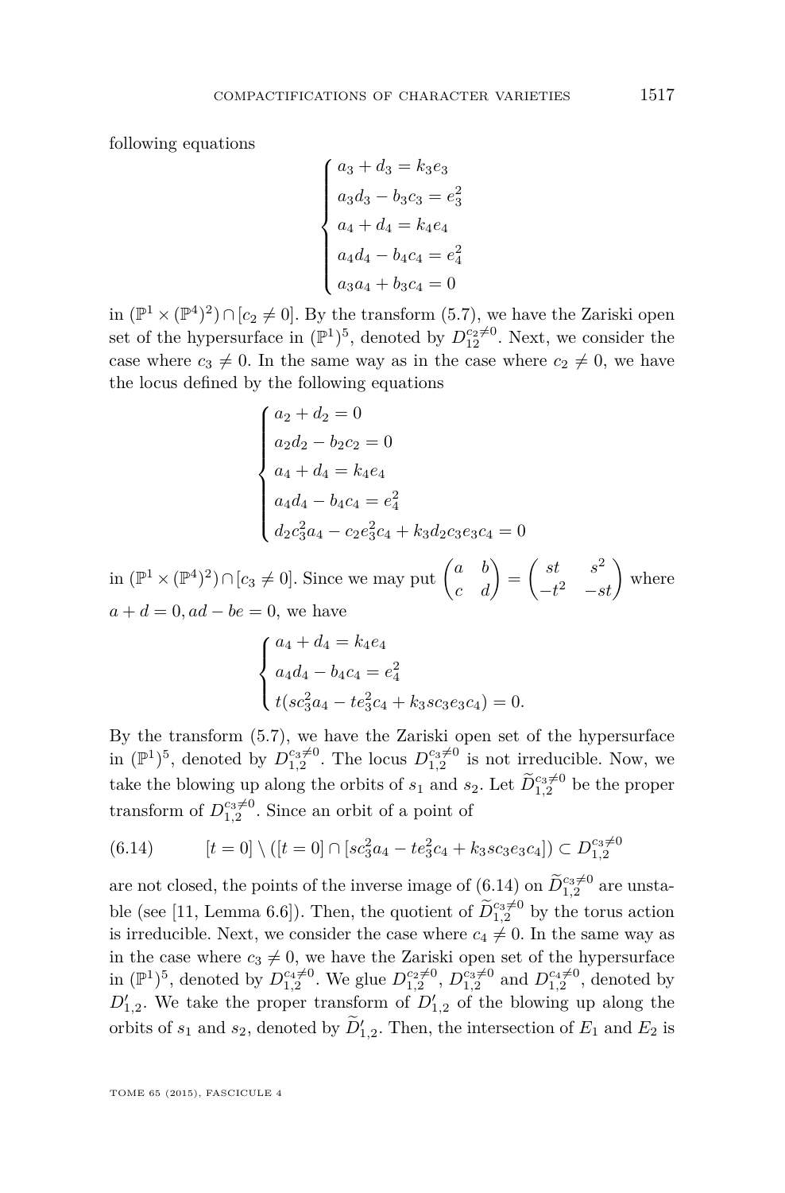following equations

$$\begin{cases} a_3 + d_3 = k_3 e_3 \\ a_3 d_3 - b_3 c_3 = e_3^2 \\ a_4 + d_4 = k_4 e_4 \\ a_4 d_4 - b_4 c_4 = e_4^2 \\ a_3 a_4 + b_3 c_4 = 0 \end{cases}$$

in $(\mathbb{P}^1 \times (\mathbb{P}^4)^2) \cap [c_2 \neq 0]$. By the transform (5.7), we have the Zariski open set of the hypersurface in $(\mathbb{P}^1)^5$, denoted by $D_{12}^{c_2 \neq 0}$. Next, we consider the case where $c_3 \neq 0$. In the same way as in the case where $c_2 \neq 0$, we have the locus defined by the following equations

$$\begin{cases} a_2 + d_2 = 0 \\ a_2 d_2 - b_2 c_2 = 0 \\ a_4 + d_4 = k_4 e_4 \\ a_4 d_4 - b_4 c_4 = e_4^2 \\ d_2 c_3^2 a_4 - c_2 e_3^2 c_4 + k_3 d_2 c_3 e_3 c_4 = 0 \end{cases}$$

in $(\mathbb{P}^1 \times (\mathbb{P}^4)^2) \cap [c_3 \neq 0]$. Since we may put $\begin{pmatrix} a & b \\ c & d \end{pmatrix} = \begin{pmatrix} st & s^2 \\ -t^2 & -st \end{pmatrix}$ where $a + d = 0, ad - bc = 0$, we have

$$\begin{cases} a_4 + d_4 = k_4 e_4 \\ a_4 d_4 - b_4 c_4 = e_4^2 \\ t(s c_3^2 a_4 - t e_3^2 c_4 + k_3 s c_3 e_3 c_4) = 0. \end{cases}$$

By the transform (5.7), we have the Zariski open set of the hypersurface in $(\mathbb{P}^1)^5$, denoted by $D_{1,2}^{c_3 \neq 0}$. The locus $D_{1,2}^{c_3 \neq 0}$ is not irreducible. Now, we take the blowing up along the orbits of $s_1$ and $s_2$. Let $\widetilde{D}_{1,2}^{c_3 \neq 0}$ be the proper transform of $D_{1,2}^{c_3 \neq 0}$. Since an orbit of a point of

$$[t = 0] \setminus ([t = 0] \cap [s c_3^2 a_4 - t e_3^2 c_4 + k_3 s c_3 e_3 c_4]) \subset D_{1,2}^{c_3 \neq 0} \tag{6.14}$$

are not closed, the points of the inverse image of (6.14) on $\widetilde{D}_{1,2}^{c_3 \neq 0}$ are unstable (see [11, Lemma 6.6]). Then, the quotient of $\widetilde{D}_{1,2}^{c_3 \neq 0}$ by the torus action is irreducible. Next, we consider the case where $c_4 \neq 0$. In the same way as in the case where $c_3 \neq 0$, we have the Zariski open set of the hypersurface in $(\mathbb{P}^1)^5$, denoted by $D_{1,2}^{c_4 \neq 0}$. We glue $D_{1,2}^{c_2 \neq 0}$, $D_{1,2}^{c_3 \neq 0}$ and $D_{1,2}^{c_4 \neq 0}$, denoted by $D'_{1,2}$. We take the proper transform of $D'_{1,2}$ of the blowing up along the orbits of $s_1$ and $s_2$, denoted by $\widetilde{D}'_{1,2}$. Then, the intersection of $E_1$ and $E_2$ is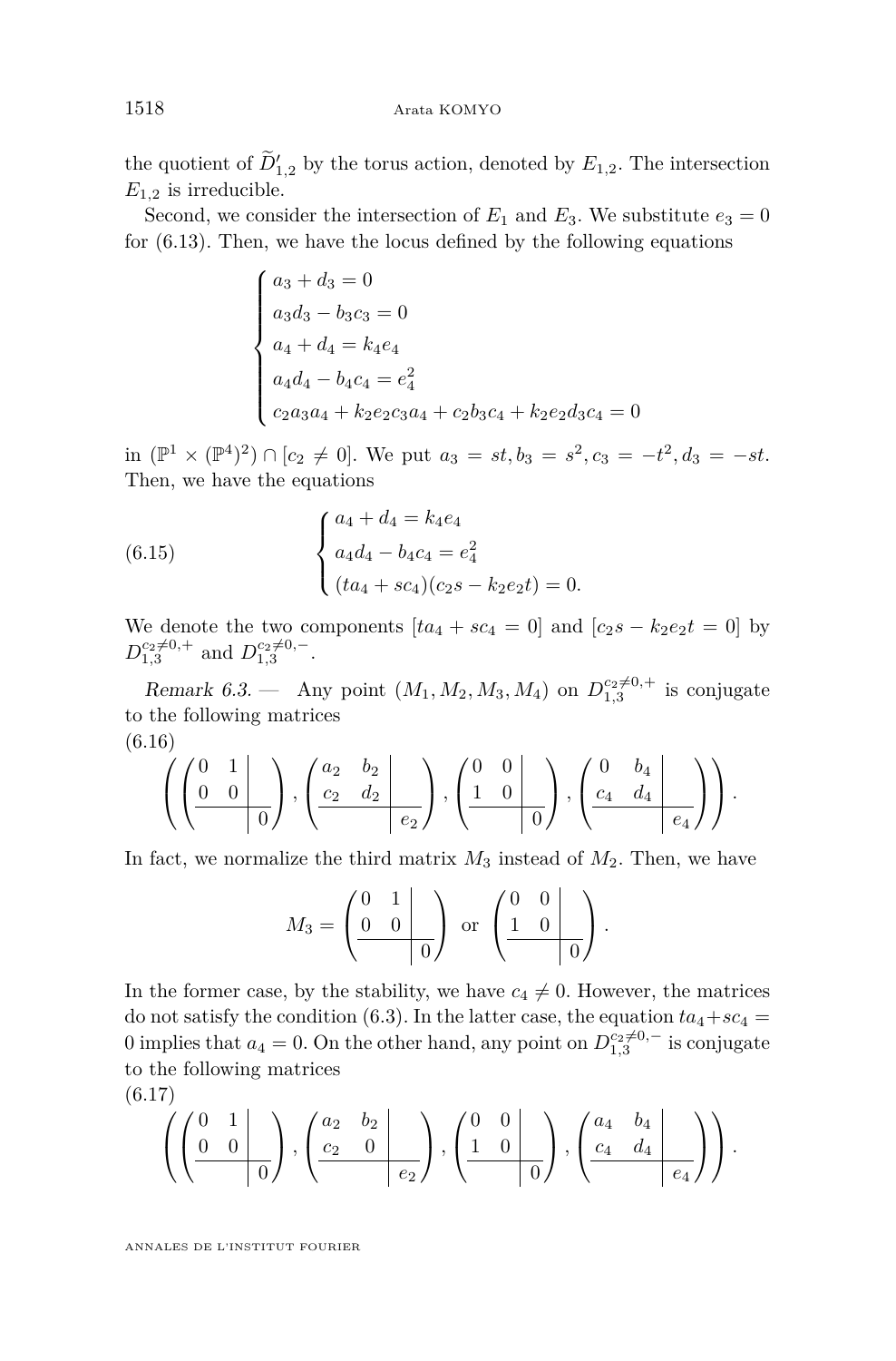the quotient of $\widetilde{D}'_{1,2}$ by the torus action, denoted by $E_{1,2}$. The intersection $E_{1,2}$ is irreducible.

Second, we consider the intersection of $E_1$ and $E_3$. We substitute $e_3 = 0$ for (6.13). Then, we have the locus defined by the following equations

$$\begin{cases} a_3 + d_3 = 0 \\ a_3 d_3 - b_3 c_3 = 0 \\ a_4 + d_4 = k_4 e_4 \\ a_4 d_4 - b_4 c_4 = e_4^2 \\ c_2 a_3 a_4 + k_2 e_2 c_3 a_4 + c_2 b_3 c_4 + k_2 e_2 d_3 c_4 = 0 \end{cases}$$

in $(\mathbb{P}^1 \times (\mathbb{P}^4)^2) \cap [c_2 \neq 0]$. We put $a_3 = st, b_3 = s^2, c_3 = -t^2, d_3 = -st$. Then, we have the equations

$$\begin{cases} a_4 + d_4 = k_4 e_4 \\ a_4 d_4 - b_4 c_4 = e_4^2 \\ (t a_4 + s c_4)(c_2 s - k_2 e_2 t) = 0. \end{cases} \tag{6.15}$$

We denote the two components $[t a_4 + s c_4 = 0]$ and $[c_2 s - k_2 e_2 t = 0]$ by $D_{1,3}^{c_2 \neq 0,+}$ and $D_{1,3}^{c_2 \neq 0,-}$.

*Remark 6.3.* — Any point $(M_1, M_2, M_3, M_4)$ on $D_{1,3}^{c_2 \neq 0,+}$ is conjugate to the following matrices

$$\left( \left(\begin{array}{cc|c} 0 & 1 & \\ 0 & 0 & \\ \hline & & 0 \end{array}\right), \left(\begin{array}{cc|c} a_2 & b_2 & \\ c_2 & d_2 & \\ \hline & & e_2 \end{array}\right), \left(\begin{array}{cc|c} 0 & 0 & \\ 1 & 0 & \\ \hline & & 0 \end{array}\right), \left(\begin{array}{cc|c} 0 & b_4 & \\ c_4 & d_4 & \\ \hline & & e_4 \end{array}\right) \right). \tag{6.16}$$

In fact, we normalize the third matrix $M_3$ instead of $M_2$. Then, we have

$$M_3 = \left(\begin{array}{cc|c} 0 & 1 & \\ 0 & 0 & \\ \hline & & 0 \end{array}\right) \text{ or } \left(\begin{array}{cc|c} 0 & 0 & \\ 1 & 0 & \\ \hline & & 0 \end{array}\right).$$

In the former case, by the stability, we have $c_4 \neq 0$. However, the matrices do not satisfy the condition (6.3). In the latter case, the equation $t a_4 + s c_4 = 0$ implies that $a_4 = 0$. On the other hand, any point on $D_{1,3}^{c_2 \neq 0,-}$ is conjugate to the following matrices

$$\left( \left(\begin{array}{cc|c} 0 & 1 & \\ 0 & 0 & \\ \hline & & 0 \end{array}\right), \left(\begin{array}{cc|c} a_2 & b_2 & \\ c_2 & 0 & \\ \hline & & e_2 \end{array}\right), \left(\begin{array}{cc|c} 0 & 0 & \\ 1 & 0 & \\ \hline & & 0 \end{array}\right), \left(\begin{array}{cc|c} a_4 & b_4 & \\ c_4 & d_4 & \\ \hline & & e_4 \end{array}\right) \right). \tag{6.17}$$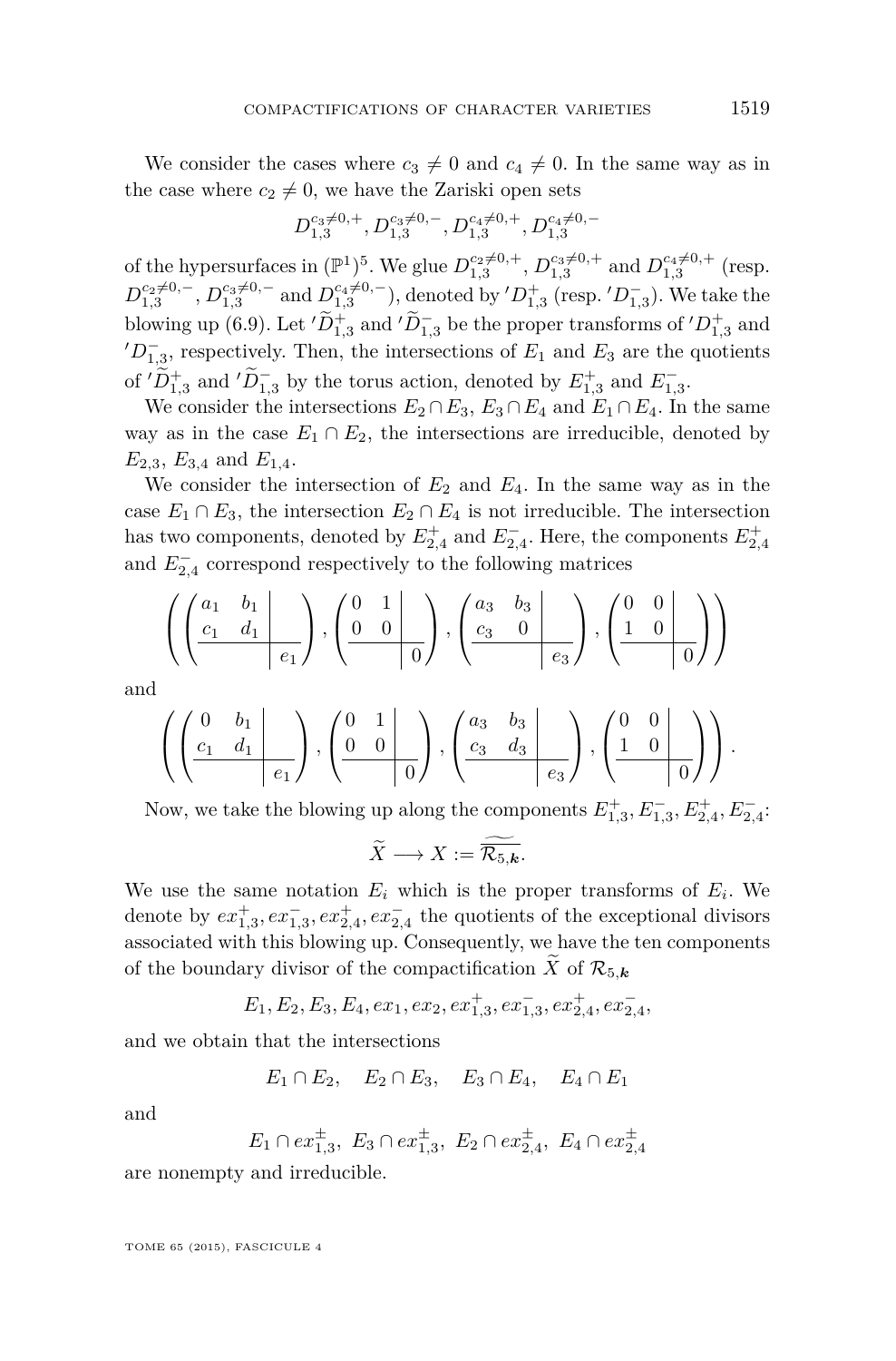We consider the cases where $c_3 \neq 0$ and $c_4 \neq 0$. In the same way as in the case where $c_2 \neq 0$, we have the Zariski open sets

$$D_{1,3}^{c_3\neq 0,+}, D_{1,3}^{c_3\neq 0,-}, D_{1,3}^{c_4\neq 0,+}, D_{1,3}^{c_4\neq 0,-}$$

of the hypersurfaces in $(\mathbb{P}^1)^5$. We glue $D_{1,3}^{c_2\neq 0,+}$, $D_{1,3}^{c_3\neq 0,+}$ and $D_{1,3}^{c_4\neq 0,+}$ (resp. $D_{1,3}^{c_2\neq 0,-}$, $D_{1,3}^{c_3\neq 0,-}$ and $D_{1,3}^{c_4\neq 0,-}$), denoted by ${}'D_{1,3}^{+}$ (resp. ${}'D_{1,3}^{-}$). We take the blowing up (6.9). Let ${}'\widetilde{D}_{1,3}^{+}$ and ${}'\widetilde{D}_{1,3}^{-}$ be the proper transforms of ${}'D_{1,3}^{+}$ and ${}'D_{1,3}^{-}$, respectively. Then, the intersections of $E_1$ and $E_3$ are the quotients of ${}'\widetilde{D}_{1,3}^{+}$ and ${}'\widetilde{D}_{1,3}^{-}$ by the torus action, denoted by $E_{1,3}^{+}$ and $E_{1,3}^{-}$.

We consider the intersections $E_2 \cap E_3$, $E_3 \cap E_4$ and $E_1 \cap E_4$. In the same way as in the case $E_1 \cap E_2$, the intersections are irreducible, denoted by $E_{2,3}$, $E_{3,4}$ and $E_{1,4}$.

We consider the intersection of $E_2$ and $E_4$. In the same way as in the case $E_1 \cap E_3$, the intersection $E_2 \cap E_4$ is not irreducible. The intersection has two components, denoted by $E_{2,4}^{+}$ and $E_{2,4}^{-}$. Here, the components $E_{2,4}^{+}$ and $E_{2,4}^{-}$ correspond respectively to the following matrices

$$\left( \left(\begin{array}{cc|c} a_1 & b_1 & \\ c_1 & d_1 & \\ \hline & & e_1 \end{array}\right), \left(\begin{array}{cc|c} 0 & 1 & \\ 0 & 0 & \\ \hline & & 0 \end{array}\right), \left(\begin{array}{cc|c} a_3 & b_3 & \\ c_3 & 0 & \\ \hline & & e_3 \end{array}\right), \left(\begin{array}{cc|c} 0 & 0 & \\ 1 & 0 & \\ \hline & & 0 \end{array}\right) \right)$$

and

$$\left( \left(\begin{array}{cc|c} 0 & b_1 & \\ c_1 & d_1 & \\ \hline & & e_1 \end{array}\right), \left(\begin{array}{cc|c} 0 & 1 & \\ 0 & 0 & \\ \hline & & 0 \end{array}\right), \left(\begin{array}{cc|c} a_3 & b_3 & \\ c_3 & d_3 & \\ \hline & & e_3 \end{array}\right), \left(\begin{array}{cc|c} 0 & 0 & \\ 1 & 0 & \\ \hline & & 0 \end{array}\right) \right).$$

Now, we take the blowing up along the components $E_{1,3}^{+}, E_{1,3}^{-}, E_{2,4}^{+}, E_{2,4}^{-}$:

$$\widetilde{X} \longrightarrow X := \widetilde{\overline{\mathcal{R}_{5,\boldsymbol{k}}}}.$$

We use the same notation $E_i$ which is the proper transforms of $E_i$. We denote by $ex_{1,3}^{+}, ex_{1,3}^{-}, ex_{2,4}^{+}, ex_{2,4}^{-}$ the quotients of the exceptional divisors associated with this blowing up. Consequently, we have the ten components of the boundary divisor of the compactification $\widetilde{X}$ of $\mathcal{R}_{5,\boldsymbol{k}}$

$$E_1, E_2, E_3, E_4, ex_1, ex_2, ex_{1,3}^{+}, ex_{1,3}^{-}, ex_{2,4}^{+}, ex_{2,4}^{-},$$

and we obtain that the intersections

$$E_1 \cap E_2, \quad E_2 \cap E_3, \quad E_3 \cap E_4, \quad E_4 \cap E_1$$

and

$$E_1 \cap ex_{1,3}^{\pm},\ E_3 \cap ex_{1,3}^{\pm},\ E_2 \cap ex_{2,4}^{\pm},\ E_4 \cap ex_{2,4}^{\pm}$$

are nonempty and irreducible.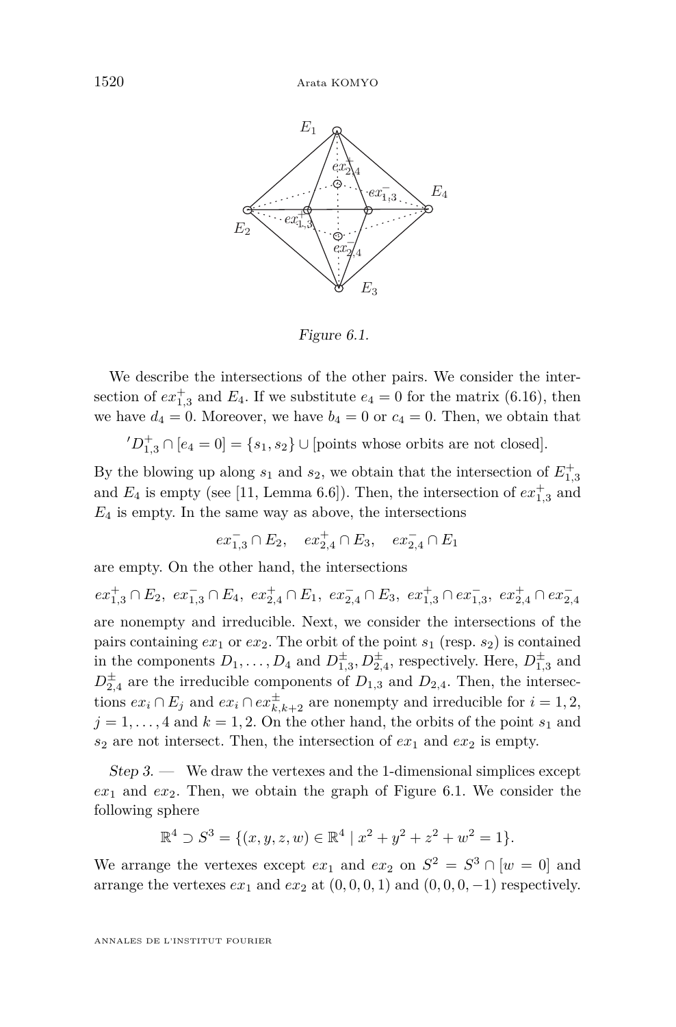Figure 6.1.

We describe the intersections of the other pairs. We consider the intersection of $ex^+_{1,3}$ and $E_4$. If we substitute $e_4 = 0$ for the matrix (6.16), then we have $d_4 = 0$. Moreover, we have $b_4 = 0$ or $c_4 = 0$. Then, we obtain that

$$'D^+_{1,3} \cap [e_4 = 0] = \{s_1, s_2\} \cup [\text{points whose orbits are not closed}].$$

By the blowing up along $s_1$ and $s_2$, we obtain that the intersection of $E^+_{1,3}$ and $E_4$ is empty (see [11, Lemma 6.6]). Then, the intersection of $ex^+_{1,3}$ and $E_4$ is empty. In the same way as above, the intersections

$$ex^-_{1,3} \cap E_2, \quad ex^+_{2,4} \cap E_3, \quad ex^-_{2,4} \cap E_1$$

are empty. On the other hand, the intersections

$$ex^+_{1,3} \cap E_2,\ ex^-_{1,3} \cap E_4,\ ex^+_{2,4} \cap E_1,\ ex^-_{2,4} \cap E_3,\ ex^+_{1,3} \cap ex^-_{1,3},\ ex^+_{2,4} \cap ex^-_{2,4}$$

are nonempty and irreducible. Next, we consider the intersections of the pairs containing $ex_1$ or $ex_2$. The orbit of the point $s_1$ (resp. $s_2$) is contained in the components $D_1, \dots, D_4$ and $D^\pm_{1,3}, D^\pm_{2,4}$, respectively. Here, $D^\pm_{1,3}$ and $D^\pm_{2,4}$ are the irreducible components of $D_{1,3}$ and $D_{2,4}$. Then, the intersections $ex_i \cap E_j$ and $ex_i \cap ex^\pm_{k,k+2}$ are nonempty and irreducible for $i = 1, 2$, $j = 1, \dots, 4$ and $k = 1, 2$. On the other hand, the orbits of the point $s_1$ and $s_2$ are not intersect. Then, the intersection of $ex_1$ and $ex_2$ is empty.

*Step 3.* — We draw the vertexes and the 1-dimensional simplices except $ex_1$ and $ex_2$. Then, we obtain the graph of Figure 6.1. We consider the following sphere

$$\mathbb{R}^4 \supset S^3 = \{(x, y, z, w) \in \mathbb{R}^4 \mid x^2 + y^2 + z^2 + w^2 = 1\}.$$

We arrange the vertexes except $ex_1$ and $ex_2$ on $S^2 = S^3 \cap [w = 0]$ and arrange the vertexes $ex_1$ and $ex_2$ at $(0, 0, 0, 1)$ and $(0, 0, 0, -1)$ respectively.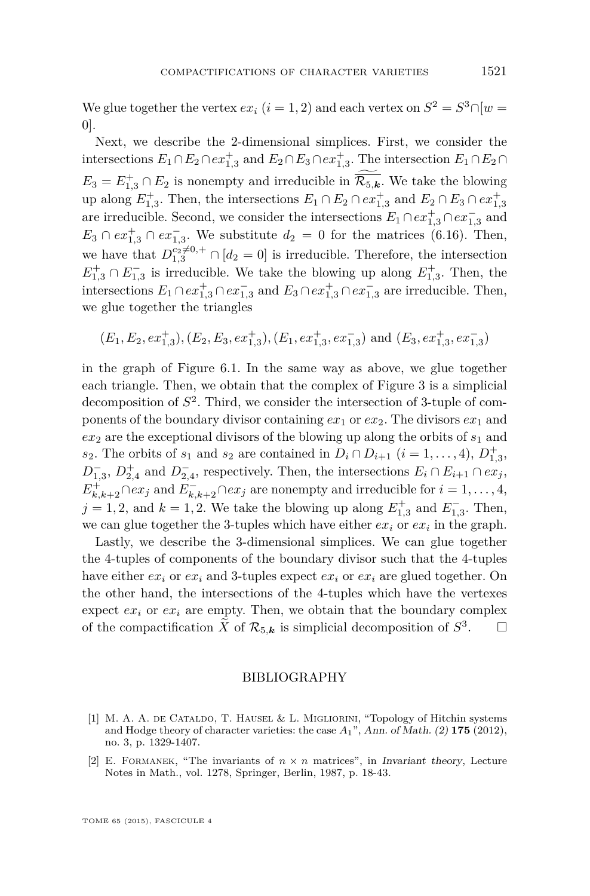We glue together the vertex $ex_i$ $(i = 1, 2)$ and each vertex on $S^2 = S^3 \cap [w = 0]$.

Next, we describe the 2-dimensional simplices. First, we consider the intersections $E_1 \cap E_2 \cap ex^+_{1,3}$ and $E_2 \cap E_3 \cap ex^+_{1,3}$. The intersection $E_1 \cap E_2 \cap E_3 = E^+_{1,3} \cap E_2$ is nonempty and irreducible in $\widetilde{\overline{\mathcal{R}_{5,\boldsymbol{k}}}}$. We take the blowing up along $E^+_{1,3}$. Then, the intersections $E_1 \cap E_2 \cap ex^+_{1,3}$ and $E_2 \cap E_3 \cap ex^+_{1,3}$ are irreducible. Second, we consider the intersections $E_1 \cap ex^+_{1,3} \cap ex^-_{1,3}$ and $E_3 \cap ex^+_{1,3} \cap ex^-_{1,3}$. We substitute $d_2 = 0$ for the matrices (6.16). Then, we have that $D^{c_2 \neq 0,+}_{1,3} \cap [d_2 = 0]$ is irreducible. Therefore, the intersection $E^+_{1,3} \cap E^-_{1,3}$ is irreducible. We take the blowing up along $E^+_{1,3}$. Then, the intersections $E_1 \cap ex^+_{1,3} \cap ex^-_{1,3}$ and $E_3 \cap ex^+_{1,3} \cap ex^-_{1,3}$ are irreducible. Then, we glue together the triangles

$$(E_1, E_2, ex^+_{1,3}), (E_2, E_3, ex^+_{1,3}), (E_1, ex^+_{1,3}, ex^-_{1,3}) \text{ and } (E_3, ex^+_{1,3}, ex^-_{1,3})$$

in the graph of Figure 6.1. In the same way as above, we glue together each triangle. Then, we obtain that the complex of Figure 3 is a simplicial decomposition of $S^2$. Third, we consider the intersection of 3-tuple of components of the boundary divisor containing $ex_1$ or $ex_2$. The divisors $ex_1$ and $ex_2$ are the exceptional divisors of the blowing up along the orbits of $s_1$ and $s_2$. The orbits of $s_1$ and $s_2$ are contained in $D_i \cap D_{i+1}$ $(i = 1, \ldots, 4)$, $D^+_{1,3}$, $D^-_{1,3}$, $D^+_{2,4}$ and $D^-_{2,4}$, respectively. Then, the intersections $E_i \cap E_{i+1} \cap ex_j$, $E^+_{k,k+2} \cap ex_j$ and $E^-_{k,k+2} \cap ex_j$ are nonempty and irreducible for $i = 1, \ldots, 4$, $j = 1, 2$, and $k = 1, 2$. We take the blowing up along $E^+_{1,3}$ and $E^-_{1,3}$. Then, we can glue together the 3-tuples which have either $ex_i$ or $ex_i$ in the graph.

Lastly, we describe the 3-dimensional simplices. We can glue together the 4-tuples of components of the boundary divisor such that the 4-tuples have either $ex_i$ or $ex_i$ and 3-tuples expect $ex_i$ or $ex_i$ are glued together. On the other hand, the intersections of the 4-tuples which have the vertexes expect $ex_i$ or $ex_i$ are empty. Then, we obtain that the boundary complex of the compactification $\widetilde{X}$ of $\mathcal{R}_{5,\boldsymbol{k}}$ is simplicial decomposition of $S^3$. $\square$

## BIBLIOGRAPHY

[1] M. A. A. de Cataldo, T. Hausel & L. Migliorini, "Topology of Hitchin systems and Hodge theory of character varieties: the case $A_1$", *Ann. of Math. (2)* **175** (2012), no. 3, p. 1329-1407.

[2] E. Formanek, "The invariants of $n \times n$ matrices", in *Invariant theory*, Lecture Notes in Math., vol. 1278, Springer, Berlin, 1987, p. 18-43.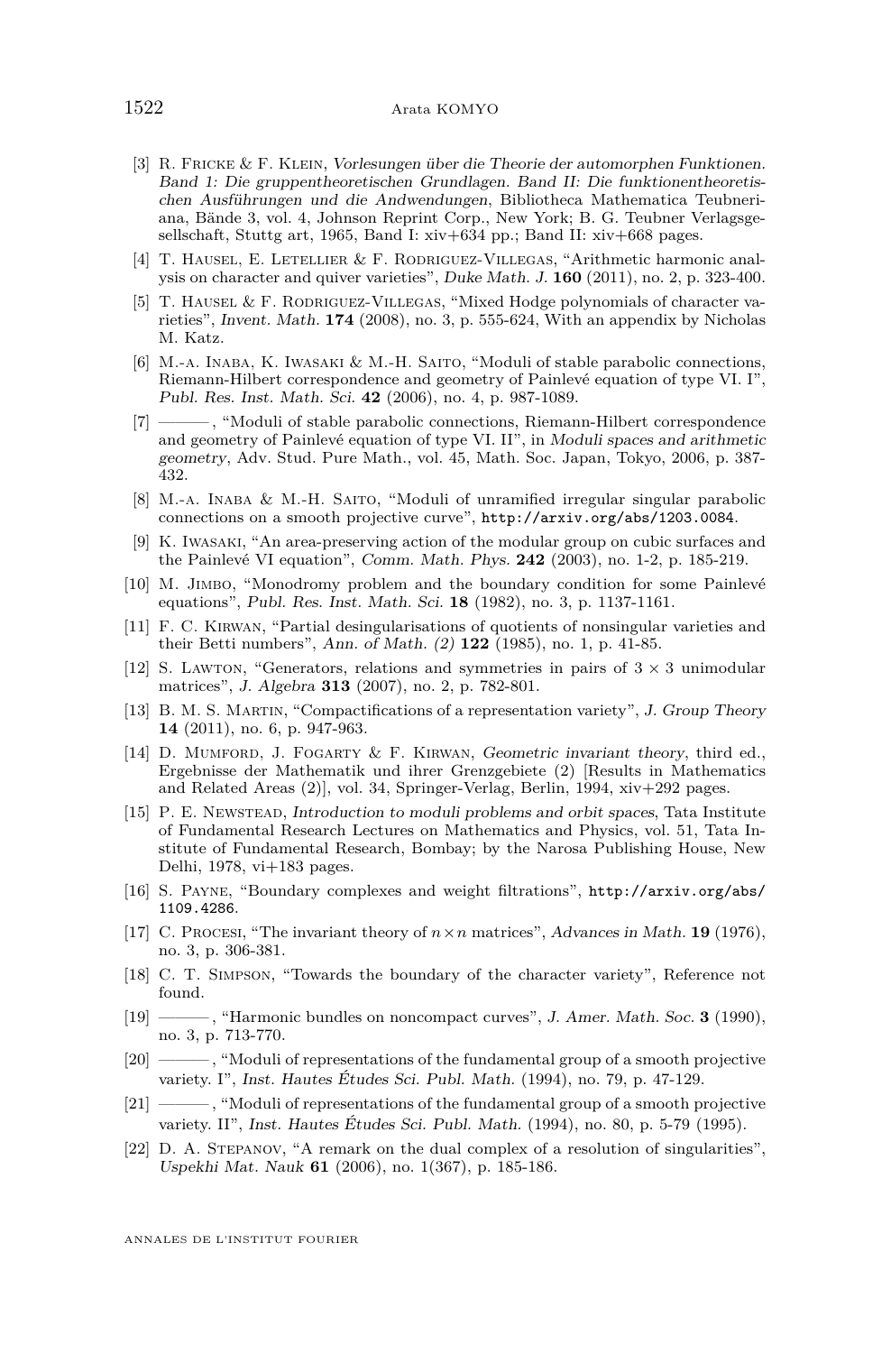[3] R. Fricke & F. Klein, *Vorlesungen über die Theorie der automorphen Funktionen. Band 1: Die gruppentheoretischen Grundlagen. Band II: Die funktionentheoretischen Ausführungen und die Andwendungen*, Bibliotheca Mathematica Teubneriana, Bände 3, vol. 4, Johnson Reprint Corp., New York; B. G. Teubner Verlagsgesellschaft, Stuttg art, 1965, Band I: xiv+634 pp.; Band II: xiv+668 pages.

[4] T. Hausel, E. Letellier & F. Rodriguez-Villegas, "Arithmetic harmonic analysis on character and quiver varieties", *Duke Math. J.* **160** (2011), no. 2, p. 323-400.

[5] T. Hausel & F. Rodriguez-Villegas, "Mixed Hodge polynomials of character varieties", *Invent. Math.* **174** (2008), no. 3, p. 555-624, With an appendix by Nicholas M. Katz.

[6] M.-a. Inaba, K. Iwasaki & M.-H. Saito, "Moduli of stable parabolic connections, Riemann-Hilbert correspondence and geometry of Painlevé equation of type VI. I", *Publ. Res. Inst. Math. Sci.* **42** (2006), no. 4, p. 987-1089.

[7] ———, "Moduli of stable parabolic connections, Riemann-Hilbert correspondence and geometry of Painlevé equation of type VI. II", in *Moduli spaces and arithmetic geometry*, Adv. Stud. Pure Math., vol. 45, Math. Soc. Japan, Tokyo, 2006, p. 387-432.

[8] M.-a. Inaba & M.-H. Saito, "Moduli of unramified irregular singular parabolic connections on a smooth projective curve", http://arxiv.org/abs/1203.0084.

[9] K. Iwasaki, "An area-preserving action of the modular group on cubic surfaces and the Painlevé VI equation", *Comm. Math. Phys.* **242** (2003), no. 1-2, p. 185-219.

[10] M. Jimbo, "Monodromy problem and the boundary condition for some Painlevé equations", *Publ. Res. Inst. Math. Sci.* **18** (1982), no. 3, p. 1137-1161.

[11] F. C. Kirwan, "Partial desingularisations of quotients of nonsingular varieties and their Betti numbers", *Ann. of Math. (2)* **122** (1985), no. 1, p. 41-85.

[12] S. Lawton, "Generators, relations and symmetries in pairs of $3\times 3$ unimodular matrices", *J. Algebra* **313** (2007), no. 2, p. 782-801.

[13] B. M. S. Martin, "Compactifications of a representation variety", *J. Group Theory* **14** (2011), no. 6, p. 947-963.

[14] D. Mumford, J. Fogarty & F. Kirwan, *Geometric invariant theory*, third ed., Ergebnisse der Mathematik und ihrer Grenzgebiete (2) [Results in Mathematics and Related Areas (2)], vol. 34, Springer-Verlag, Berlin, 1994, xiv+292 pages.

[15] P. E. Newstead, *Introduction to moduli problems and orbit spaces*, Tata Institute of Fundamental Research Lectures on Mathematics and Physics, vol. 51, Tata Institute of Fundamental Research, Bombay; by the Narosa Publishing House, New Delhi, 1978, vi+183 pages.

[16] S. Payne, "Boundary complexes and weight filtrations", http://arxiv.org/abs/1109.4286.

[17] C. Procesi, "The invariant theory of $n\times n$ matrices", *Advances in Math.* **19** (1976), no. 3, p. 306-381.

[18] C. T. Simpson, "Towards the boundary of the character variety", Reference not found.

[19] ———, "Harmonic bundles on noncompact curves", *J. Amer. Math. Soc.* **3** (1990), no. 3, p. 713-770.

[20] ———, "Moduli of representations of the fundamental group of a smooth projective variety. I", *Inst. Hautes Études Sci. Publ. Math.* (1994), no. 79, p. 47-129.

[21] ———, "Moduli of representations of the fundamental group of a smooth projective variety. II", *Inst. Hautes Études Sci. Publ. Math.* (1994), no. 80, p. 5-79 (1995).

[22] D. A. Stepanov, "A remark on the dual complex of a resolution of singularities", *Uspekhi Mat. Nauk* **61** (2006), no. 1(367), p. 185-186.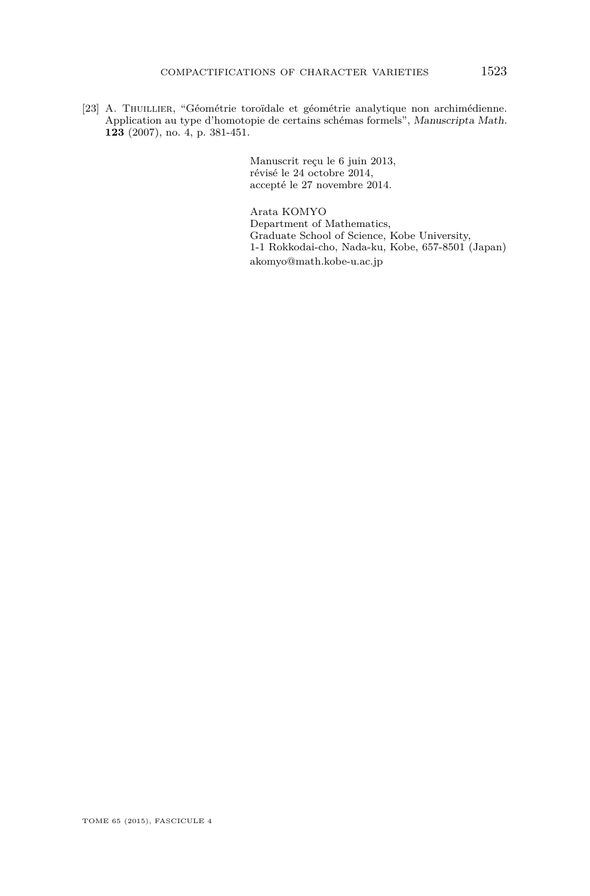[23] A. Thuillier, "Géométrie toroïdale et géométrie analytique non archimédienne. Application au type d'homotopie de certains schémas formels", *Manuscripta Math.* **123** (2007), no. 4, p. 381-451.

Manuscrit reçu le 6 juin 2013,
révisé le 24 octobre 2014,
accepté le 27 novembre 2014.

Arata KOMYO
Department of Mathematics,
Graduate School of Science, Kobe University,
1-1 Rokkodai-cho, Nada-ku, Kobe, 657-8501 (Japan)
akomyo@math.kobe-u.ac.jp